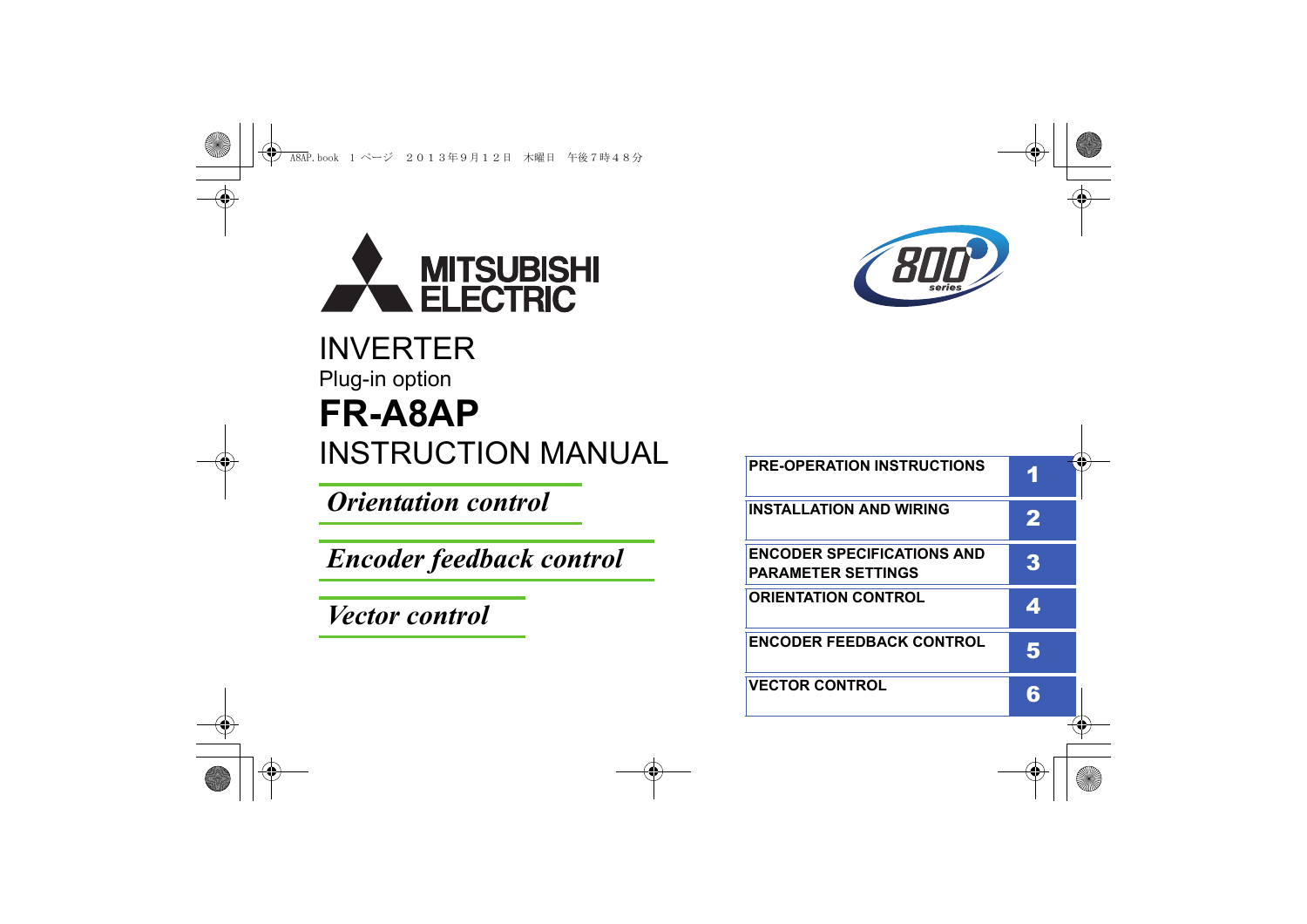MITSUBISHI ELECTRIC

# INVERTER

Plug-in option

# FR-A8AP

# INSTRUCTION MANUAL

*Orientation control*

*Encoder feedback control*

*Vector control*

| | |
|---|---|
| PRE-OPERATION INSTRUCTIONS | 1 |
| INSTALLATION AND WIRING | 2 |
| ENCODER SPECIFICATIONS AND PARAMETER SETTINGS | 3 |
| ORIENTATION CONTROL | 4 |
| ENCODER FEEDBACK CONTROL | 5 |
| VECTOR CONTROL | 6 |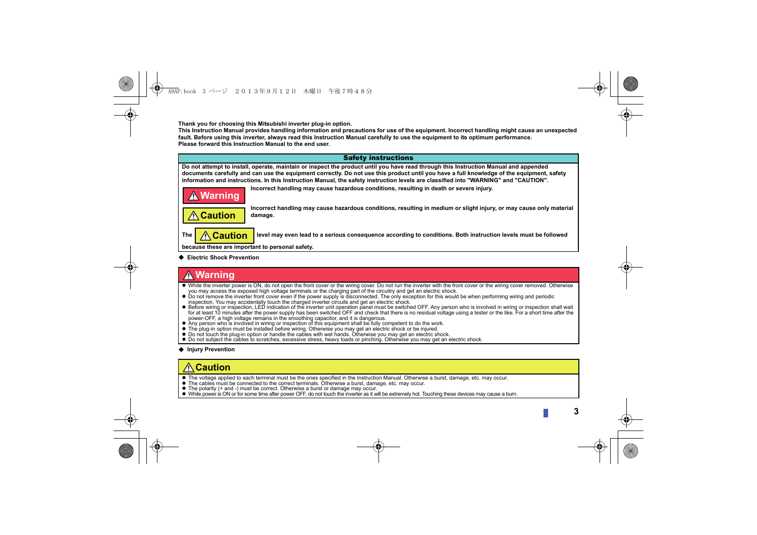**Thank you for choosing this Mitsubishi inverter plug-in option.**
**This Instruction Manual provides handling information and precautions for use of the equipment. Incorrect handling might cause an unexpected fault. Before using this inverter, always read this Instruction Manual carefully to use the equipment to its optimum performance.**
**Please forward this Instruction Manual to the end user.**

## Safety instructions

**Do not attempt to install, operate, maintain or inspect the product until you have read through this Instruction Manual and appended documents carefully and can use the equipment correctly. Do not use this product until you have a full knowledge of the equipment, safety information and instructions. In this Instruction Manual, the safety instruction levels are classified into "WARNING" and "CAUTION".**

**⚠ Warning** — **Incorrect handling may cause hazardous conditions, resulting in death or severe injury.**

**⚠ Caution** — **Incorrect handling may cause hazardous conditions, resulting in medium or slight injury, or may cause only material damage.**

**The ⚠ Caution level may even lead to a serious consequence according to conditions. Both instruction levels must be followed because these are important to personal safety.**

### ◆ Electric Shock Prevention

#### ⚠ Warning

- While the inverter power is ON, do not open the front cover or the wiring cover. Do not run the inverter with the front cover or the wiring cover removed. Otherwise you may access the exposed high voltage terminals or the charging part of the circuitry and get an electric shock.
- Do not remove the inverter front cover even if the power supply is disconnected. The only exception for this would be when performing wiring and periodic inspection. You may accidentally touch the charged inverter circuits and get an electric shock.
- Before wiring or inspection, LED indication of the inverter unit operation panel must be switched OFF. Any person who is involved in wiring or inspection shall wait for at least 10 minutes after the power supply has been switched OFF and check that there is no residual voltage using a tester or the like. For a short time after the power-OFF, a high voltage remains in the smoothing capacitor, and it is dangerous.
- Any person who is involved in wiring or inspection of this equipment shall be fully competent to do the work.
- The plug-in option must be installed before wiring. Otherwise you may get an electric shock or be injured.
- Do not touch the plug-in option or handle the cables with wet hands. Otherwise you may get an electric shock.
- Do not subject the cables to scratches, excessive stress, heavy loads or pinching. Otherwise you may get an electric shock.

### ◆ Injury Prevention

#### ⚠ Caution

- The voltage applied to each terminal must be the ones specified in the Instruction Manual. Otherwise a burst, damage, etc. may occur.
- The cables must be connected to the correct terminals. Otherwise a burst, damage, etc. may occur.
- The polarity (+ and -) must be correct. Otherwise a burst or damage may occur.
- While power is ON or for some time after power OFF, do not touch the inverter as it will be extremely hot. Touching these devices may cause a burn.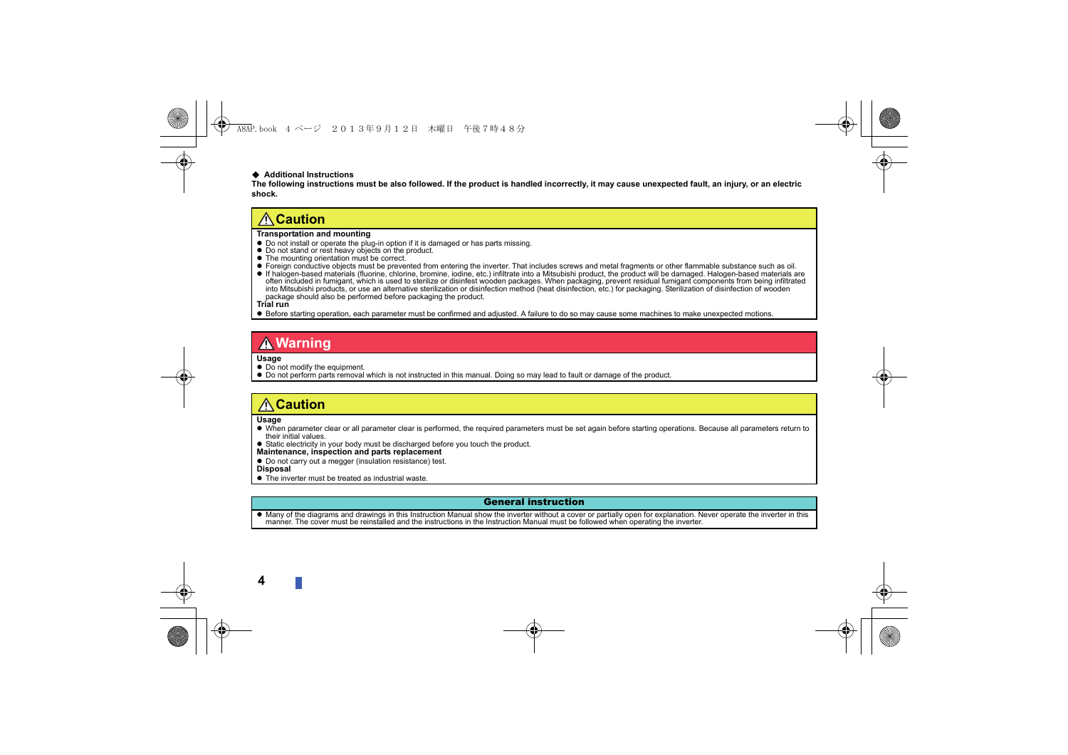◆ **Additional Instructions**

**The following instructions must be also followed. If the product is handled incorrectly, it may cause unexpected fault, an injury, or an electric shock.**

## ⚠ Caution

**Transportation and mounting**

- Do not install or operate the plug-in option if it is damaged or has parts missing.
- Do not stand or rest heavy objects on the product.
- The mounting orientation must be correct.
- Foreign conductive objects must be prevented from entering the inverter. That includes screws and metal fragments or other flammable substance such as oil.
- If halogen-based materials (fluorine, chlorine, bromine, iodine, etc.) infiltrate into a Mitsubishi product, the product will be damaged. Halogen-based materials are often included in fumigant, which is used to sterilize or disinfest wooden packages. When packaging, prevent residual fumigant components from being infiltrated into Mitsubishi products, or use an alternative sterilization or disinfection method (heat disinfection, etc.) for packaging. Sterilization of disinfection of wooden package should also be performed before packaging the product.

**Trial run**

- Before starting operation, each parameter must be confirmed and adjusted. A failure to do so may cause some machines to make unexpected motions.

## ⚠ Warning

**Usage**

- Do not modify the equipment.
- Do not perform parts removal which is not instructed in this manual. Doing so may lead to fault or damage of the product.

## ⚠ Caution

**Usage**

- When parameter clear or all parameter clear is performed, the required parameters must be set again before starting operations. Because all parameters return to their initial values.
- Static electricity in your body must be discharged before you touch the product.

**Maintenance, inspection and parts replacement**

- Do not carry out a megger (insulation resistance) test.

**Disposal**

- The inverter must be treated as industrial waste.

## General instruction

- Many of the diagrams and drawings in this Instruction Manual show the inverter without a cover or partially open for explanation. Never operate the inverter in this manner. The cover must be reinstalled and the instructions in the Instruction Manual must be followed when operating the inverter.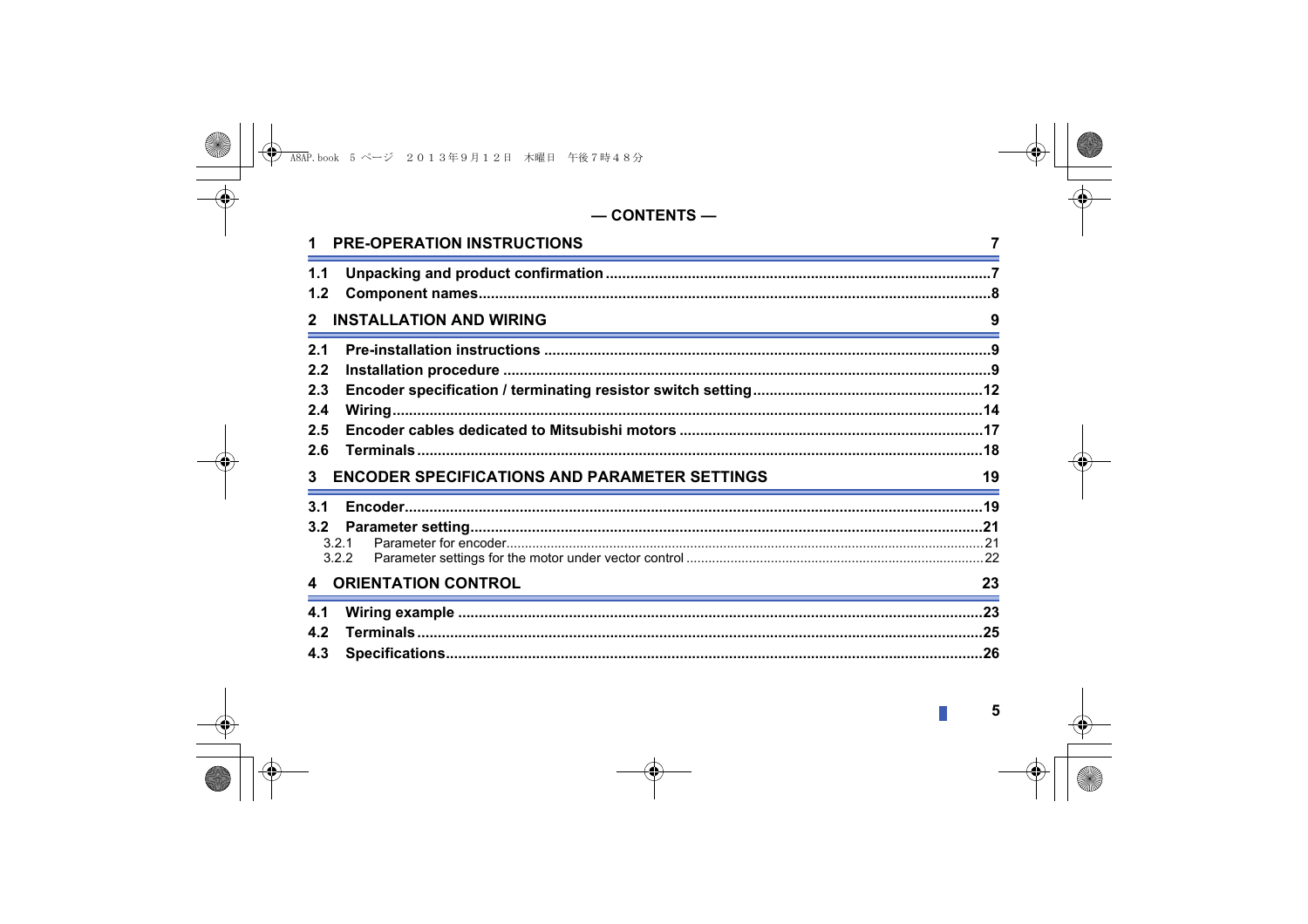# — CONTENTS —

**1 PRE-OPERATION INSTRUCTIONS** 7

**1.1 Unpacking and product confirmation** .....7
**1.2 Component names** .....8

**2 INSTALLATION AND WIRING** 9

**2.1 Pre-installation instructions** .....9
**2.2 Installation procedure** .....9
**2.3 Encoder specification / terminating resistor switch setting** .....12
**2.4 Wiring** .....14
**2.5 Encoder cables dedicated to Mitsubishi motors** .....17
**2.6 Terminals** .....18

**3 ENCODER SPECIFICATIONS AND PARAMETER SETTINGS** 19

**3.1 Encoder** .....19
**3.2 Parameter setting** .....21
3.2.1 Parameter for encoder .....21
3.2.2 Parameter settings for the motor under vector control .....22

**4 ORIENTATION CONTROL** 23

**4.1 Wiring example** .....23
**4.2 Terminals** .....25
**4.3 Specifications** .....26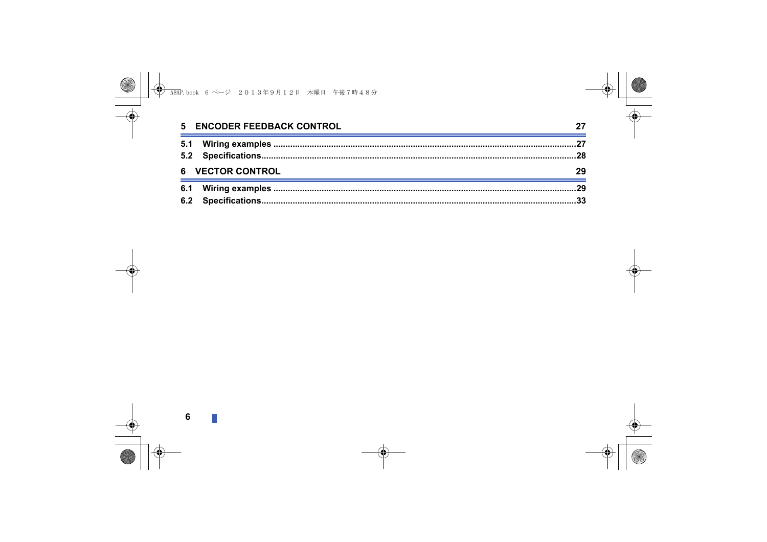## 5 ENCODER FEEDBACK CONTROL 27

**5.1 Wiring examples** ....................................................................................................27

**5.2 Specifications**..........................................................................................................28

## 6 VECTOR CONTROL 29

**6.1 Wiring examples** ....................................................................................................29

**6.2 Specifications**..........................................................................................................33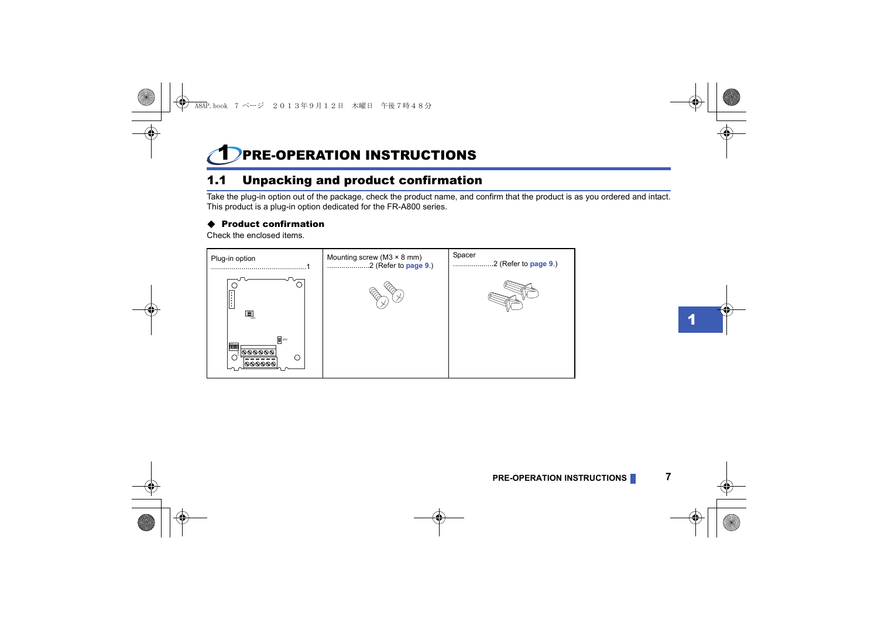# 1 PRE-OPERATION INSTRUCTIONS

## 1.1 Unpacking and product confirmation

Take the plug-in option out of the package, check the product name, and confirm that the product is as you ordered and intact.
This product is a plug-in option dedicated for the FR-A800 series.

### ◆ Product confirmation

Check the enclosed items.

| Plug-in option ..............................................1 | Mounting screw (M3 × 8 mm) ....................2 (Refer to page 9.) | Spacer ...................2 (Refer to page 9.) |
|---|---|---|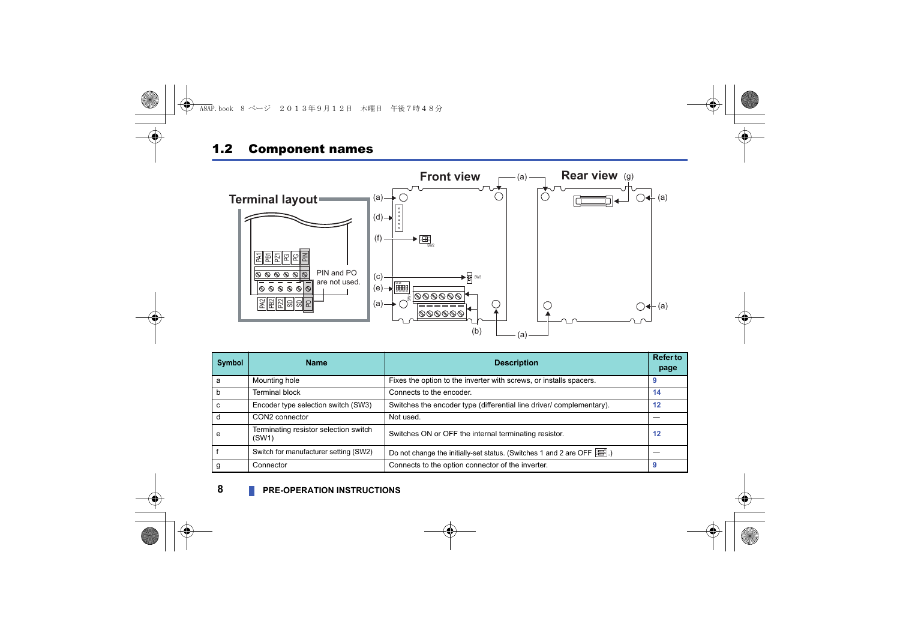## 1.2 Component names

Terminal layout

Front view

Rear view

PIN and PO are not used.

| Symbol | Name | Description | Refer to page |
|---|---|---|---|
| a | Mounting hole | Fixes the option to the inverter with screws, or installs spacers. | 9 |
| b | Terminal block | Connects to the encoder. | 14 |
| c | Encoder type selection switch (SW3) | Switches the encoder type (differential line driver/ complementary). | 12 |
| d | CON2 connector | Not used. | — |
| e | Terminating resistor selection switch (SW1) | Switches ON or OFF the internal terminating resistor. | 12 |
| f | Switch for manufacturer setting (SW2) | Do not change the initially-set status. (Switches 1 and 2 are OFF .) | — |
| g | Connector | Connects to the option connector of the inverter. | 9 |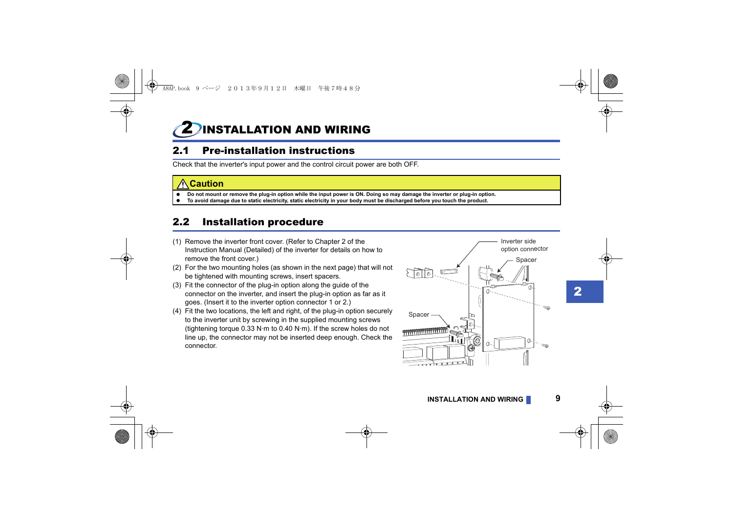# 2 INSTALLATION AND WIRING

## 2.1 Pre-installation instructions

Check that the inverter's input power and the control circuit power are both OFF.

**⚠Caution**

- **Do not mount or remove the plug-in option while the input power is ON. Doing so may damage the inverter or plug-in option.**
- **To avoid damage due to static electricity, static electricity in your body must be discharged before you touch the product.**

## 2.2 Installation procedure

(1) Remove the inverter front cover. (Refer to Chapter 2 of the Instruction Manual (Detailed) of the inverter for details on how to remove the front cover.)

(2) For the two mounting holes (as shown in the next page) that will not be tightened with mounting screws, insert spacers.

(3) Fit the connector of the plug-in option along the guide of the connector on the inverter, and insert the plug-in option as far as it goes. (Insert it to the inverter option connector 1 or 2.)

(4) Fit the two locations, the left and right, of the plug-in option securely to the inverter unit by screwing in the supplied mounting screws (tightening torque 0.33 N·m to 0.40 N·m). If the screw holes do not line up, the connector may not be inserted deep enough. Check the connector.

Inverter side option connector

Spacer

Spacer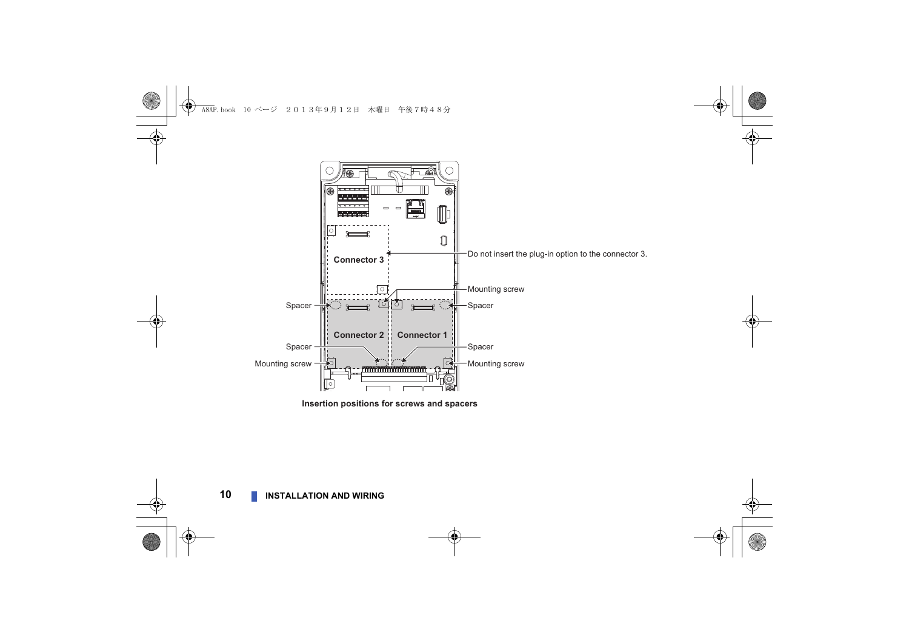Connector 3

Do not insert the plug-in option to the connector 3.

Mounting screw

Spacer

Spacer

Connector 2

Connector 1

Spacer

Spacer

Mounting screw

Mounting screw

**Insertion positions for screws and spacers**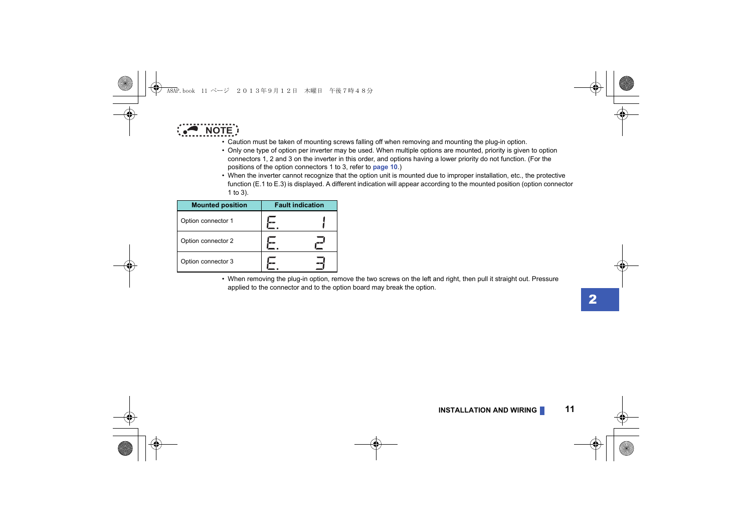**NOTE**

- Caution must be taken of mounting screws falling off when removing and mounting the plug-in option.
- Only one type of option per inverter may be used. When multiple options are mounted, priority is given to option connectors 1, 2 and 3 on the inverter in this order, and options having a lower priority do not function. (For the positions of the option connectors 1 to 3, refer to **page 10**.)
- When the inverter cannot recognize that the option unit is mounted due to improper installation, etc., the protective function (E.1 to E.3) is displayed. A different indication will appear according to the mounted position (option connector 1 to 3).

| Mounted position | Fault indication |
| --- | --- |
| Option connector 1 | E. 1 |
| Option connector 2 | E. 2 |
| Option connector 3 | E. 3 |

- When removing the plug-in option, remove the two screws on the left and right, then pull it straight out. Pressure applied to the connector and to the option board may break the option.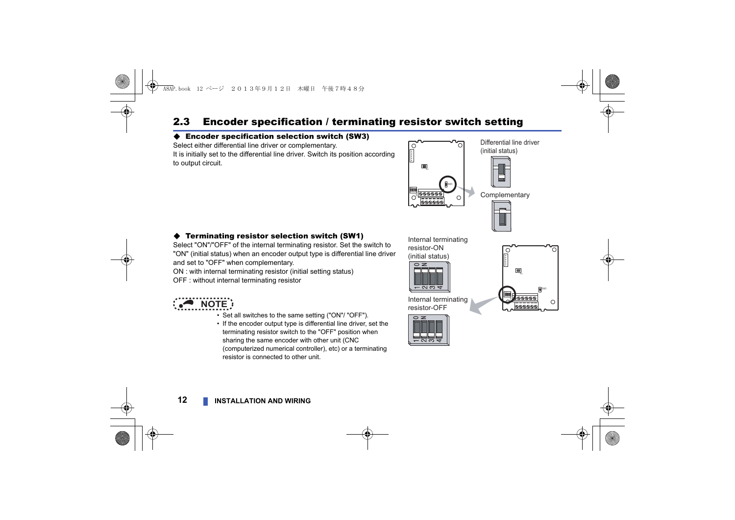## 2.3 Encoder specification / terminating resistor switch setting

### ◆ Encoder specification selection switch (SW3)

Select either differential line driver or complementary.
It is initially set to the differential line driver. Switch its position according to output circuit.

Differential line driver (initial status)

Complementary

### ◆ Terminating resistor selection switch (SW1)

Select "ON"/"OFF" of the internal terminating resistor. Set the switch to "ON" (initial status) when an encoder output type is differential line driver and set to "OFF" when complementary.

ON : with internal terminating resistor (initial setting status)
OFF : without internal terminating resistor

Internal terminating resistor-ON (initial status)

Internal terminating resistor-OFF

**NOTE**

- Set all switches to the same setting ("ON"/ "OFF").
- If the encoder output type is differential line driver, set the terminating resistor switch to the "OFF" position when sharing the same encoder with other unit (CNC (computerized numerical controller), etc) or a terminating resistor is connected to other unit.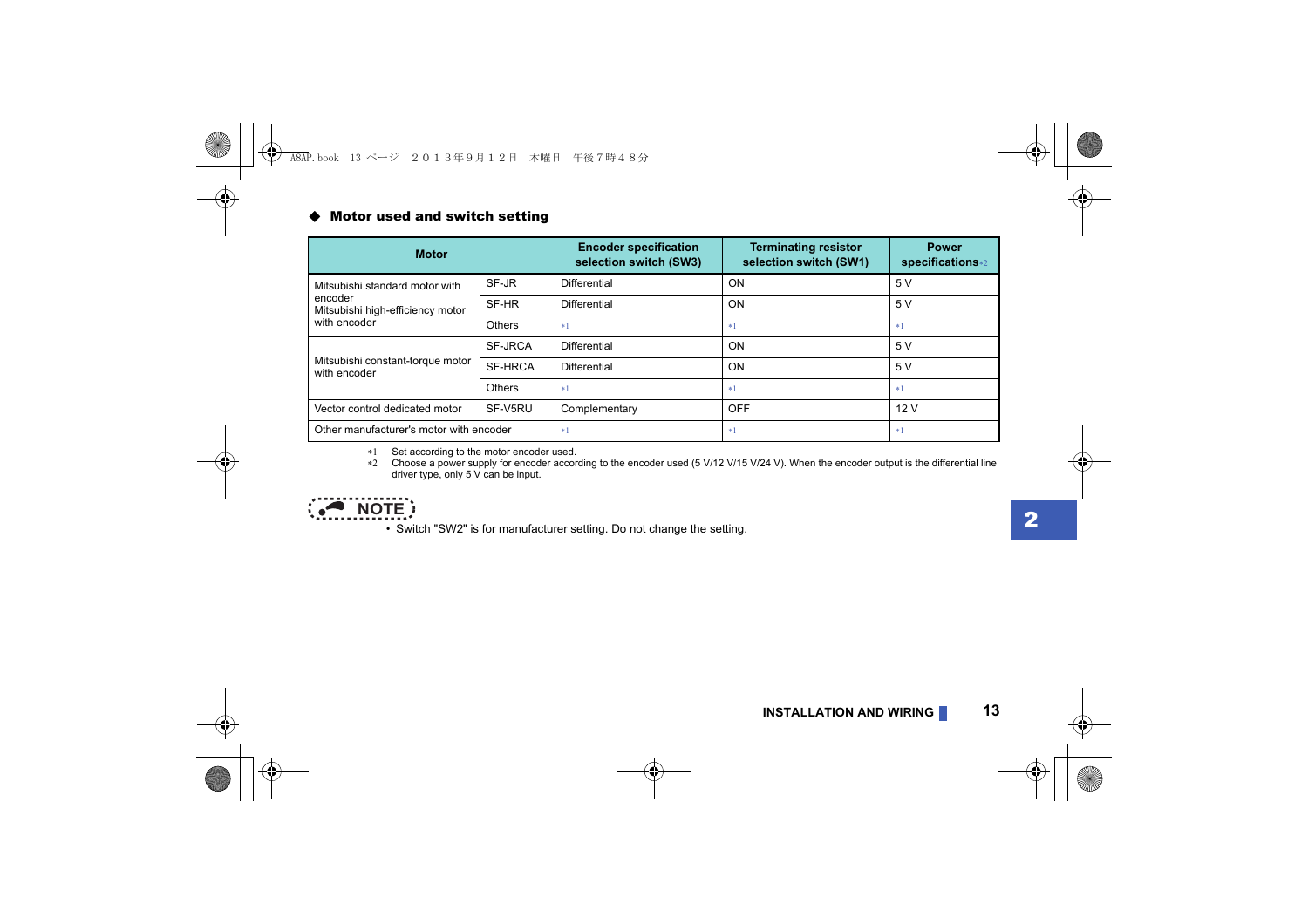### ◆ Motor used and switch setting

| Motor | | Encoder specification selection switch (SW3) | Terminating resistor selection switch (SW1) | Power specifications*2 |
|---|---|---|---|---|
| Mitsubishi standard motor with encoder<br>Mitsubishi high-efficiency motor with encoder | SF-JR | Differential | ON | 5 V |
| | SF-HR | Differential | ON | 5 V |
| | Others | *1 | *1 | *1 |
| Mitsubishi constant-torque motor with encoder | SF-JRCA | Differential | ON | 5 V |
| | SF-HRCA | Differential | ON | 5 V |
| | Others | *1 | *1 | *1 |
| Vector control dedicated motor | SF-V5RU | Complementary | OFF | 12 V |
| Other manufacturer's motor with encoder | | *1 | *1 | *1 |

*1 Set according to the motor encoder used.
*2 Choose a power supply for encoder according to the encoder used (5 V/12 V/15 V/24 V). When the encoder output is the differential line driver type, only 5 V can be input.

**NOTE**

- Switch "SW2" is for manufacturer setting. Do not change the setting.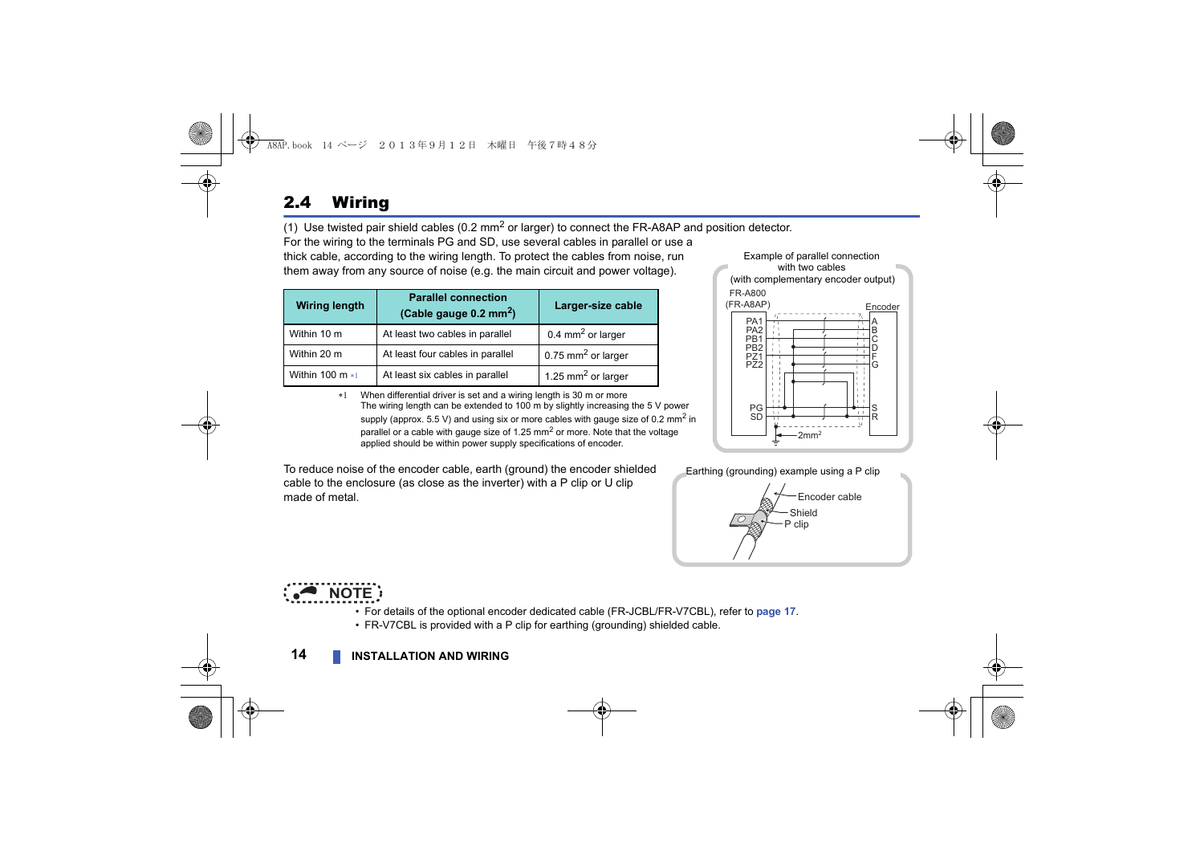## 2.4 Wiring

(1) Use twisted pair shield cables (0.2 mm$^2$ or larger) to connect the FR-A8AP and position detector.

For the wiring to the terminals PG and SD, use several cables in parallel or use a thick cable, according to the wiring length. To protect the cables from noise, run them away from any source of noise (e.g. the main circuit and power voltage).

| Wiring length | Parallel connection (Cable gauge 0.2 mm$^2$) | Larger-size cable |
|---|---|---|
| Within 10 m | At least two cables in parallel | 0.4 mm$^2$ or larger |
| Within 20 m | At least four cables in parallel | 0.75 mm$^2$ or larger |
| Within 100 m *1 | At least six cables in parallel | 1.25 mm$^2$ or larger |

*1 When differential driver is set and a wiring length is 30 m or more
The wiring length can be extended to 100 m by slightly increasing the 5 V power supply (approx. 5.5 V) and using six or more cables with gauge size of 0.2 mm$^2$ in parallel or a cable with gauge size of 1.25 mm$^2$ or more. Note that the voltage applied should be within power supply specifications of encoder.

Example of parallel connection with two cables (with complementary encoder output)

FR-A800 (FR-A8AP): PA1, PA2, PB1, PB2, PZ1, PZ2, PG, SD — Encoder: A, B, C, D, F, G, S, R — 2mm$^2$

To reduce noise of the encoder cable, earth (ground) the encoder shielded cable to the enclosure (as close as the inverter) with a P clip or U clip made of metal.

Earthing (grounding) example using a P clip

Encoder cable, Shield, P clip

**NOTE**

- For details of the optional encoder dedicated cable (FR-JCBL/FR-V7CBL), refer to page 17.
- FR-V7CBL is provided with a P clip for earthing (grounding) shielded cable.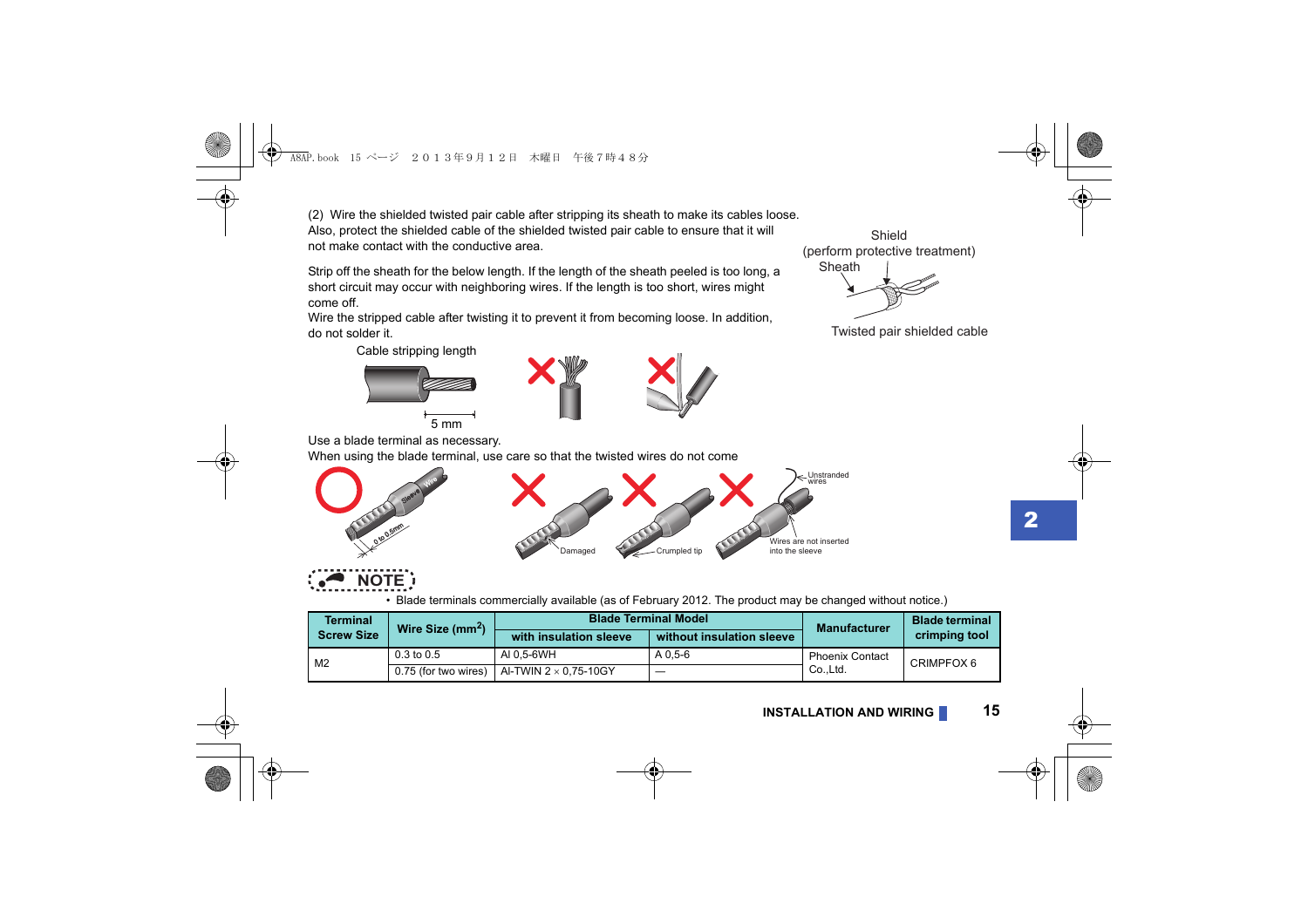(2) Wire the shielded twisted pair cable after stripping its sheath to make its cables loose. Also, protect the shielded cable of the shielded twisted pair cable to ensure that it will not make contact with the conductive area.

Shield
(perform protective treatment)
Sheath

Twisted pair shielded cable

Strip off the sheath for the below length. If the length of the sheath peeled is too long, a short circuit may occur with neighboring wires. If the length is too short, wires might come off.
Wire the stripped cable after twisting it to prevent it from becoming loose. In addition, do not solder it.

Cable stripping length

5 mm

Use a blade terminal as necessary.
When using the blade terminal, use care so that the twisted wires do not come

Sleeve Wire 0 to 0.5mm

Damaged Crumpled tip Unstranded wires Wires are not inserted into the sleeve

**NOTE**

- Blade terminals commercially available (as of February 2012. The product may be changed without notice.)

| Terminal Screw Size | Wire Size ($mm^2$) | Blade Terminal Model | | Manufacturer | Blade terminal crimping tool |
|---|---|---|---|---|---|
| | | with insulation sleeve | without insulation sleeve | | |
| M2 | 0.3 to 0.5 | AI 0,5-6WH | A 0,5-6 | Phoenix Contact Co.,Ltd. | CRIMPFOX 6 |
| | 0.75 (for two wires) | AI-TWIN 2 × 0,75-10GY | — | | |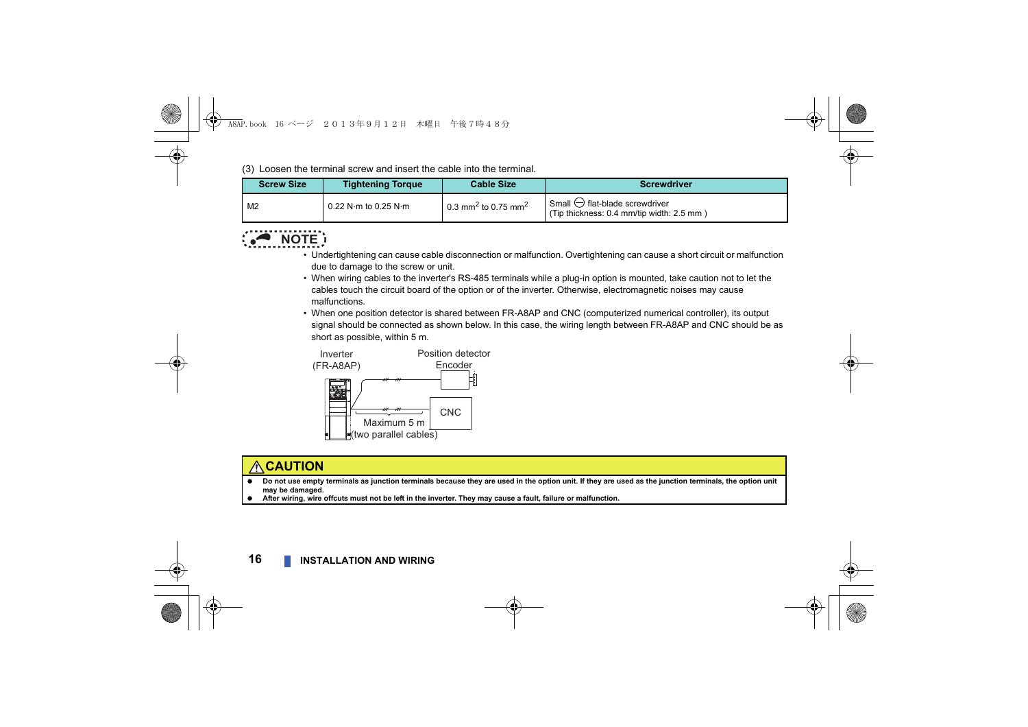(3) Loosen the terminal screw and insert the cable into the terminal.

| Screw Size | Tightening Torque | Cable Size | Screwdriver |
| --- | --- | --- | --- |
| M2 | 0.22 N·m to 0.25 N·m | 0.3 $mm^2$ to 0.75 $mm^2$ | Small ⊖ flat-blade screwdriver (Tip thickness: 0.4 mm/tip width: 2.5 mm ) |

**NOTE**

- Undertightening can cause cable disconnection or malfunction. Overtightening can cause a short circuit or malfunction due to damage to the screw or unit.
- When wiring cables to the inverter's RS-485 terminals while a plug-in option is mounted, take caution not to let the cables touch the circuit board of the option or of the inverter. Otherwise, electromagnetic noises may cause malfunctions.
- When one position detector is shared between FR-A8AP and CNC (computerized numerical controller), its output signal should be connected as shown below. In this case, the wiring length between FR-A8AP and CNC should be as short as possible, within 5 m.

Inverter (FR-A8AP)

Position detector Encoder

CNC

Maximum 5 m (two parallel cables)

**⚠CAUTION**

- **Do not use empty terminals as junction terminals because they are used in the option unit. If they are used as the junction terminals, the option unit may be damaged.**
- **After wiring, wire offcuts must not be left in the inverter. They may cause a fault, failure or malfunction.**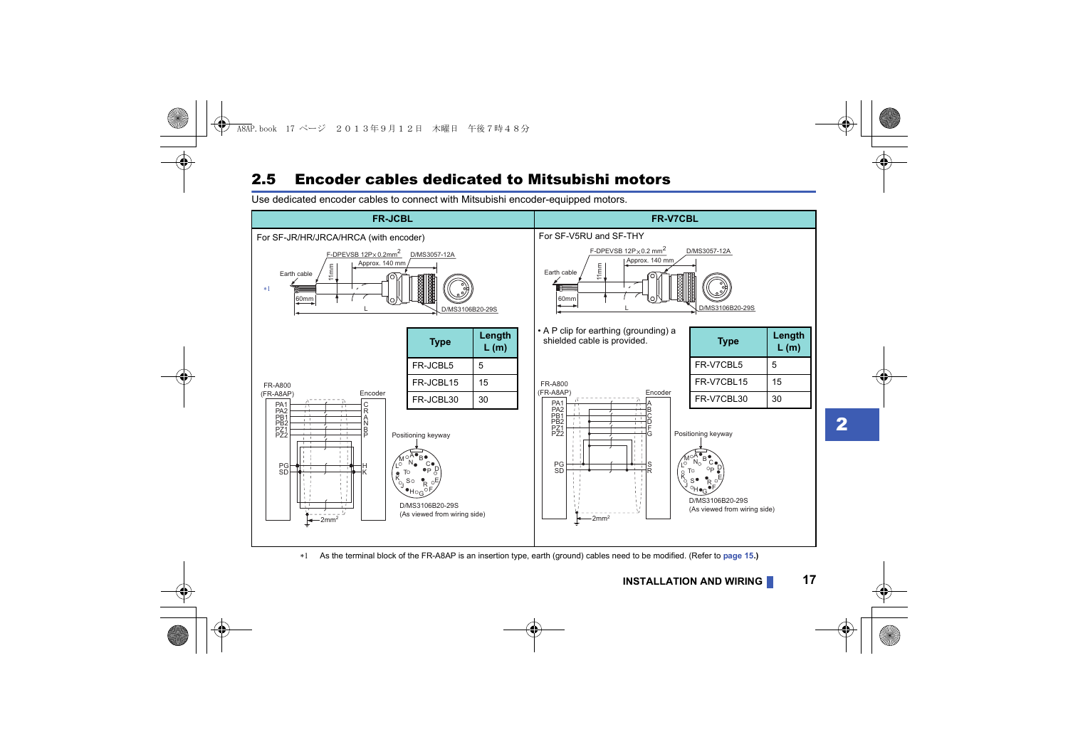## 2.5 Encoder cables dedicated to Mitsubishi motors

Use dedicated encoder cables to connect with Mitsubishi encoder-equipped motors.

| FR-JCBL | FR-V7CBL |
|---|---|
| For SF-JR/HR/JRCA/HRCA (with encoder) | For SF-V5RU and SF-THY |

**FR-JCBL**

F-DPEVSB 12P×0.2mm$^2$　D/MS3057-12A　Approx. 140 mm　11mm　Earth cable　*1　60mm　L　D/MS3106B20-29S

| Type | Length L (m) |
|---|---|
| FR-JCBL5 | 5 |
| FR-JCBL15 | 15 |
| FR-JCBL30 | 30 |

FR-A800 (FR-A8AP) — Encoder

PA1 — C
PA2 — R
PB1 — A
PB2 — N
PZ1 — B
PZ2 — P
PG — H
SD — K

2mm$^2$

Positioning keyway

D/MS3106B20-29S (As viewed from wiring side)

**FR-V7CBL**

F-DPEVSB 12P×0.2 mm$^2$　D/MS3057-12A　Approx. 140 mm　11mm　Earth cable　60mm　L　D/MS3106B20-29S

- A P clip for earthing (grounding) a shielded cable is provided.

| Type | Length L (m) |
|---|---|
| FR-V7CBL5 | 5 |
| FR-V7CBL15 | 15 |
| FR-V7CBL30 | 30 |

FR-A800 (FR-A8AP) — Encoder

PA1 — A
PA2 — B
PB1 — C
PB2 — D
PZ1 — F
PZ2 — G
PG — S
SD — R

2mm$^2$

Positioning keyway

D/MS3106B20-29S (As viewed from wiring side)

*1　As the terminal block of the FR-A8AP is an insertion type, earth (ground) cables need to be modified. (Refer to page 15.)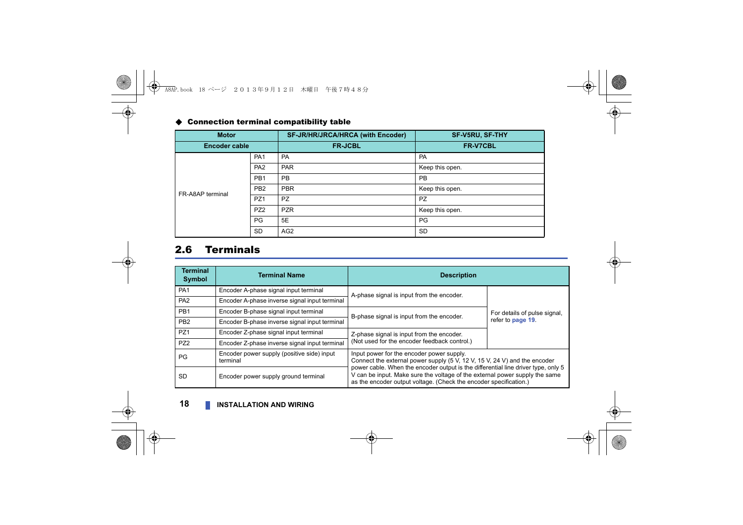### ◆ Connection terminal compatibility table

| Motor | | SF-JR/HR/JRCA/HRCA (with Encoder) | SF-V5RU, SF-THY |
|---|---|---|---|
| Encoder cable | | FR-JCBL | FR-V7CBL |
| FR-A8AP terminal | PA1 | PA | PA |
| | PA2 | PAR | Keep this open. |
| | PB1 | PB | PB |
| | PB2 | PBR | Keep this open. |
| | PZ1 | PZ | PZ |
| | PZ2 | PZR | Keep this open. |
| | PG | 5E | PG |
| | SD | AG2 | SD |

## 2.6 Terminals

| Terminal Symbol | Terminal Name | Description | |
|---|---|---|---|
| PA1 | Encoder A-phase signal input terminal | A-phase signal is input from the encoder. | For details of pulse signal, refer to page 19. |
| PA2 | Encoder A-phase inverse signal input terminal | | |
| PB1 | Encoder B-phase signal input terminal | B-phase signal is input from the encoder. | |
| PB2 | Encoder B-phase inverse signal input terminal | | |
| PZ1 | Encoder Z-phase signal input terminal | Z-phase signal is input from the encoder. (Not used for the encoder feedback control.) | |
| PZ2 | Encoder Z-phase inverse signal input terminal | | |
| PG | Encoder power supply (positive side) input terminal | Input power for the encoder power supply. Connect the external power supply (5 V, 12 V, 15 V, 24 V) and the encoder power cable. When the encoder output is the differential line driver type, only 5 V can be input. Make sure the voltage of the external power supply the same as the encoder output voltage. (Check the encoder specification.) | |
| SD | Encoder power supply ground terminal | | |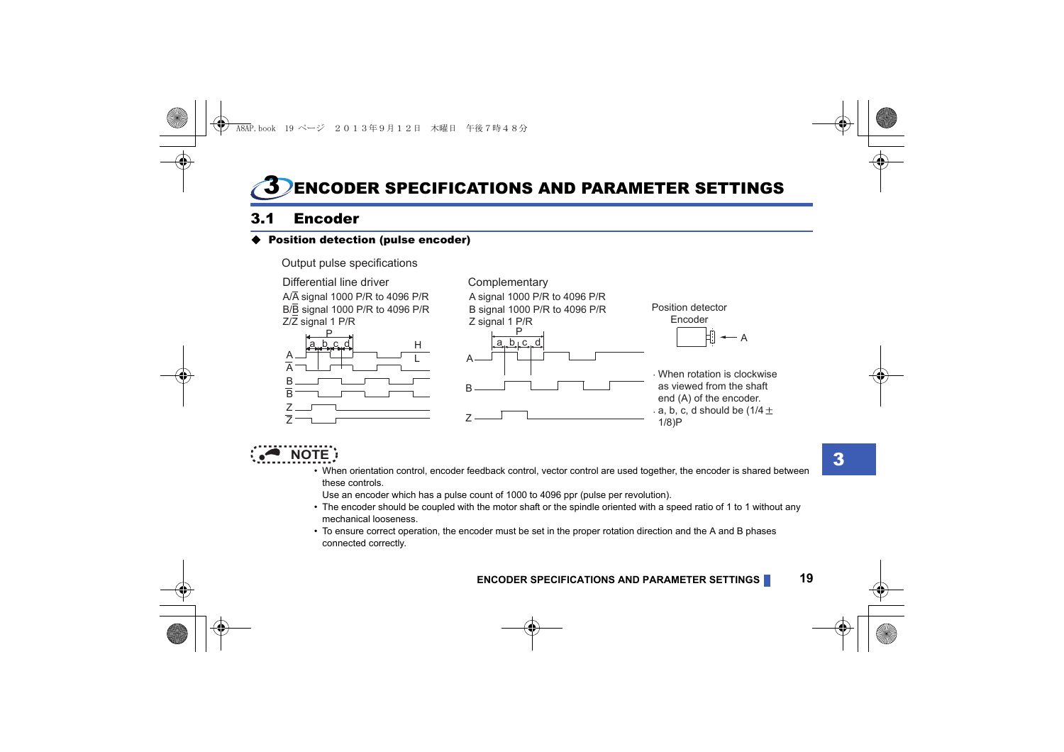# 3 ENCODER SPECIFICATIONS AND PARAMETER SETTINGS

## 3.1 Encoder

### ◆ Position detection (pulse encoder)

Output pulse specifications

Differential line driver

A/$\overline{A}$ signal 1000 P/R to 4096 P/R
B/$\overline{B}$ signal 1000 P/R to 4096 P/R
Z/$\overline{Z}$ signal 1 P/R

Complementary

A signal 1000 P/R to 4096 P/R
B signal 1000 P/R to 4096 P/R
Z signal 1 P/R

Position detector
Encoder

· When rotation is clockwise as viewed from the shaft end (A) of the encoder.
· a, b, c, d should be (1/4 ± 1/8)P

**NOTE**

- When orientation control, encoder feedback control, vector control are used together, the encoder is shared between these controls.
  Use an encoder which has a pulse count of 1000 to 4096 ppr (pulse per revolution).
- The encoder should be coupled with the motor shaft or the spindle oriented with a speed ratio of 1 to 1 without any mechanical looseness.
- To ensure correct operation, the encoder must be set in the proper rotation direction and the A and B phases connected correctly.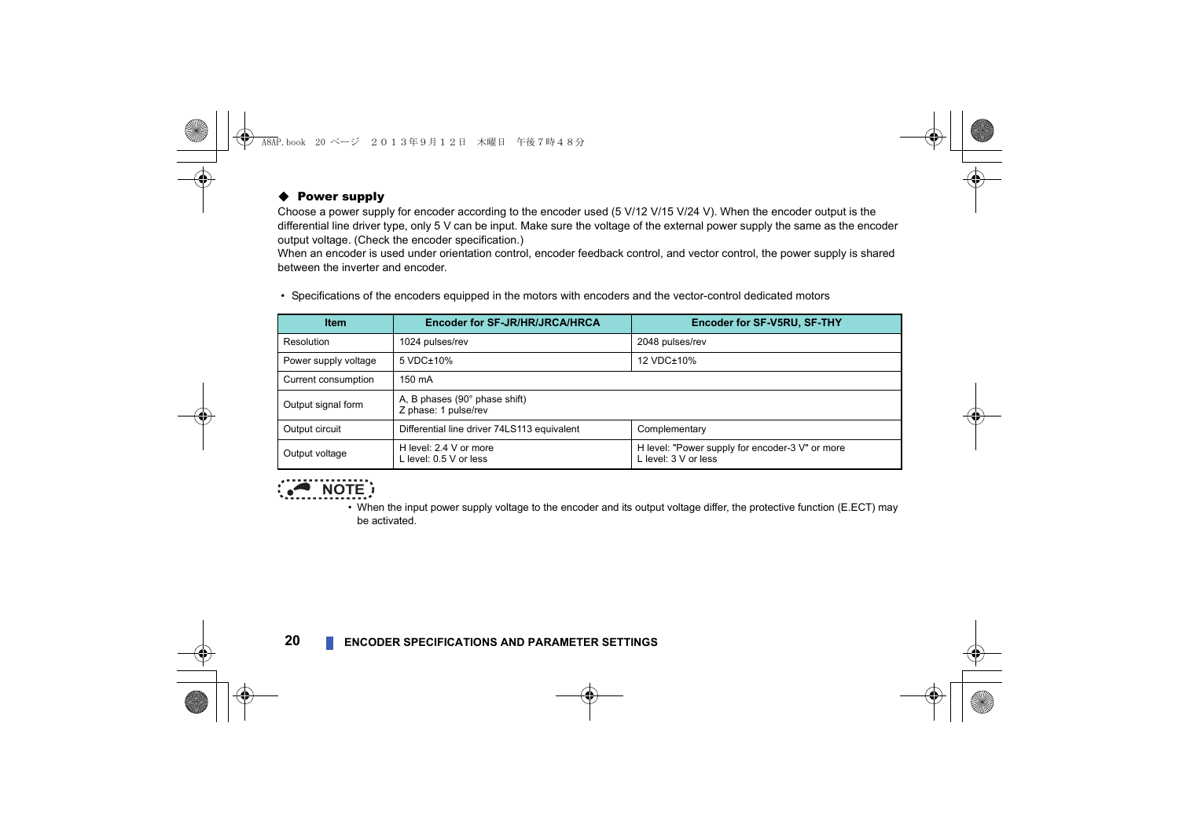### ◆ Power supply

Choose a power supply for encoder according to the encoder used (5 V/12 V/15 V/24 V). When the encoder output is the differential line driver type, only 5 V can be input. Make sure the voltage of the external power supply the same as the encoder output voltage. (Check the encoder specification.)
When an encoder is used under orientation control, encoder feedback control, and vector control, the power supply is shared between the inverter and encoder.

- Specifications of the encoders equipped in the motors with encoders and the vector-control dedicated motors

| Item | Encoder for SF-JR/HR/JRCA/HRCA | Encoder for SF-V5RU, SF-THY |
|---|---|---|
| Resolution | 1024 pulses/rev | 2048 pulses/rev |
| Power supply voltage | 5 VDC±10% | 12 VDC±10% |
| Current consumption | 150 mA | |
| Output signal form | A, B phases (90° phase shift)<br>Z phase: 1 pulse/rev | |
| Output circuit | Differential line driver 74LS113 equivalent | Complementary |
| Output voltage | H level: 2.4 V or more<br>L level: 0.5 V or less | H level: "Power supply for encoder-3 V" or more<br>L level: 3 V or less |

**NOTE**

- When the input power supply voltage to the encoder and its output voltage differ, the protective function (E.ECT) may be activated.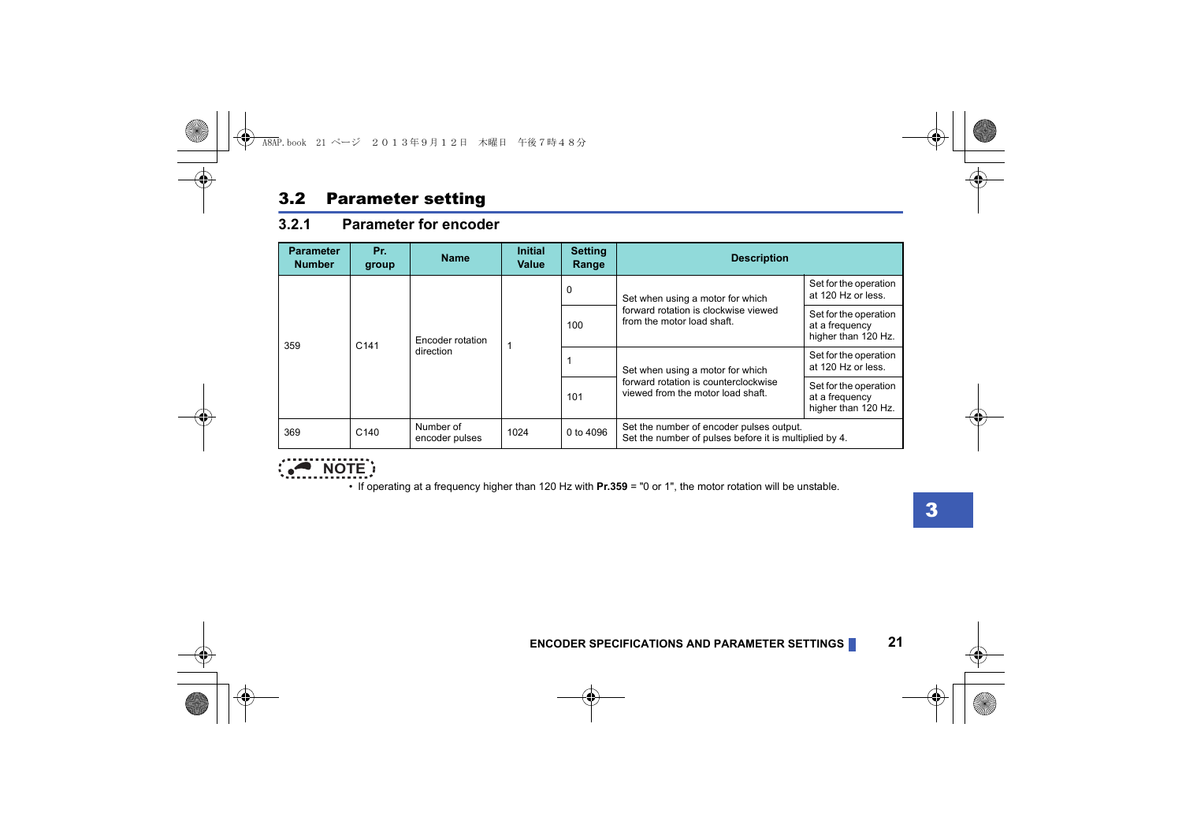## 3.2 Parameter setting

### 3.2.1 Parameter for encoder

| Parameter Number | Pr. group | Name | Initial Value | Setting Range | Description | |
|---|---|---|---|---|---|---|
| 359 | C141 | Encoder rotation direction | 1 | 0 | Set when using a motor for which forward rotation is clockwise viewed from the motor load shaft. | Set for the operation at 120 Hz or less. |
| | | | | 100 | | Set for the operation at a frequency higher than 120 Hz. |
| | | | | 1 | Set when using a motor for which forward rotation is counterclockwise viewed from the motor load shaft. | Set for the operation at 120 Hz or less. |
| | | | | 101 | | Set for the operation at a frequency higher than 120 Hz. |
| 369 | C140 | Number of encoder pulses | 1024 | 0 to 4096 | Set the number of encoder pulses output. Set the number of pulses before it is multiplied by 4. | |

**NOTE**

- If operating at a frequency higher than 120 Hz with **Pr.359** = "0 or 1", the motor rotation will be unstable.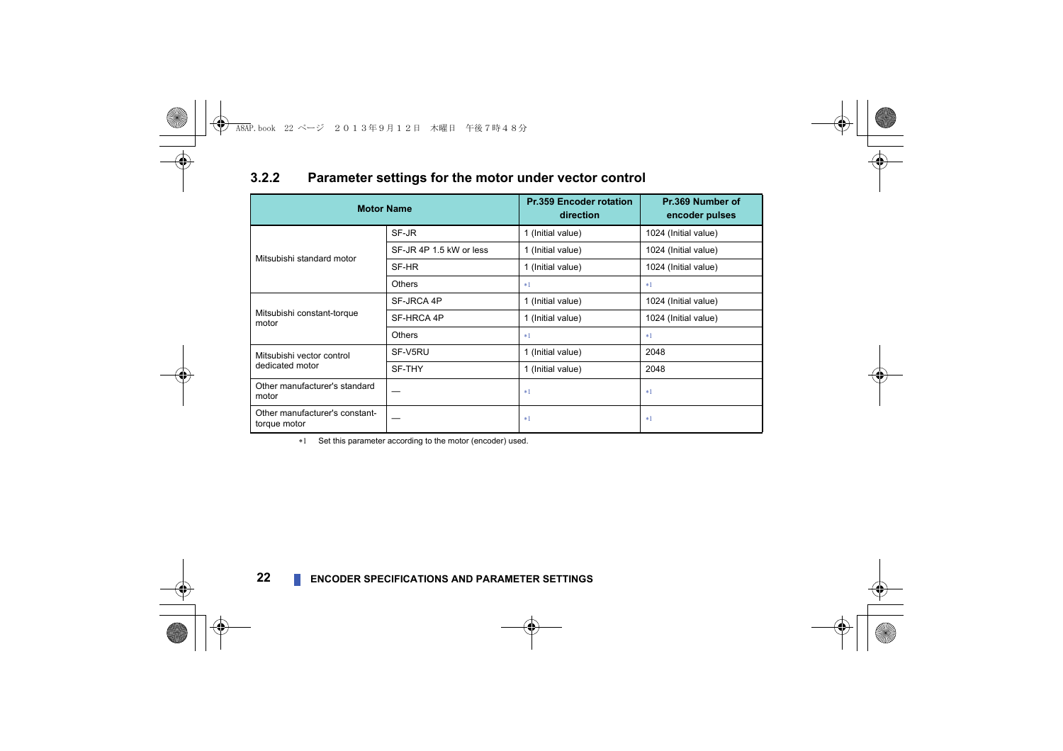### 3.2.2 Parameter settings for the motor under vector control

| Motor Name | | Pr.359 Encoder rotation direction | Pr.369 Number of encoder pulses |
|---|---|---|---|
| Mitsubishi standard motor | SF-JR | 1 (Initial value) | 1024 (Initial value) |
| | SF-JR 4P 1.5 kW or less | 1 (Initial value) | 1024 (Initial value) |
| | SF-HR | 1 (Initial value) | 1024 (Initial value) |
| | Others | *1 | *1 |
| Mitsubishi constant-torque motor | SF-JRCA 4P | 1 (Initial value) | 1024 (Initial value) |
| | SF-HRCA 4P | 1 (Initial value) | 1024 (Initial value) |
| | Others | *1 | *1 |
| Mitsubishi vector control dedicated motor | SF-V5RU | 1 (Initial value) | 2048 |
| | SF-THY | 1 (Initial value) | 2048 |
| Other manufacturer's standard motor | — | *1 | *1 |
| Other manufacturer's constant-torque motor | — | *1 | *1 |

*1 Set this parameter according to the motor (encoder) used.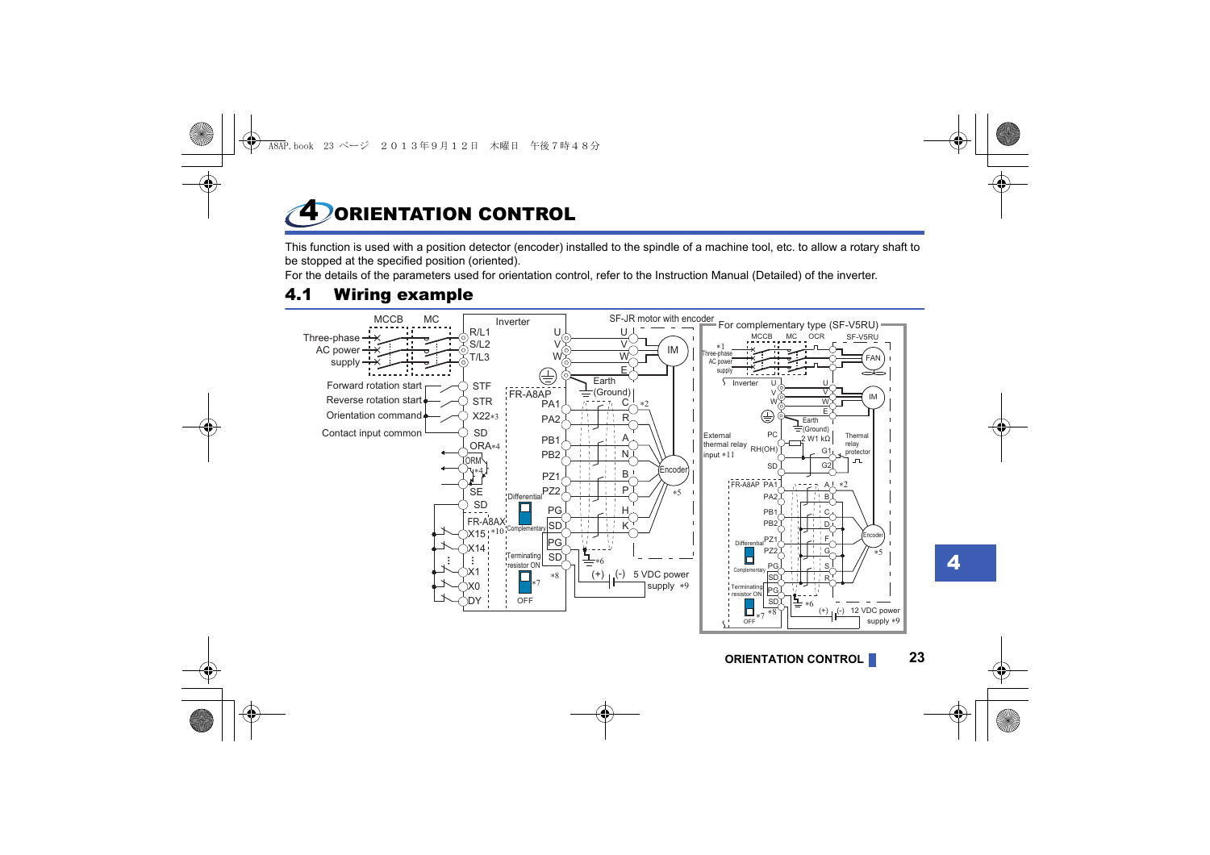# 4 ORIENTATION CONTROL

This function is used with a position detector (encoder) installed to the spindle of a machine tool, etc. to allow a rotary shaft to be stopped at the specified position (oriented).

For the details of the parameters used for orientation control, refer to the Instruction Manual (Detailed) of the inverter.

## 4.1 Wiring example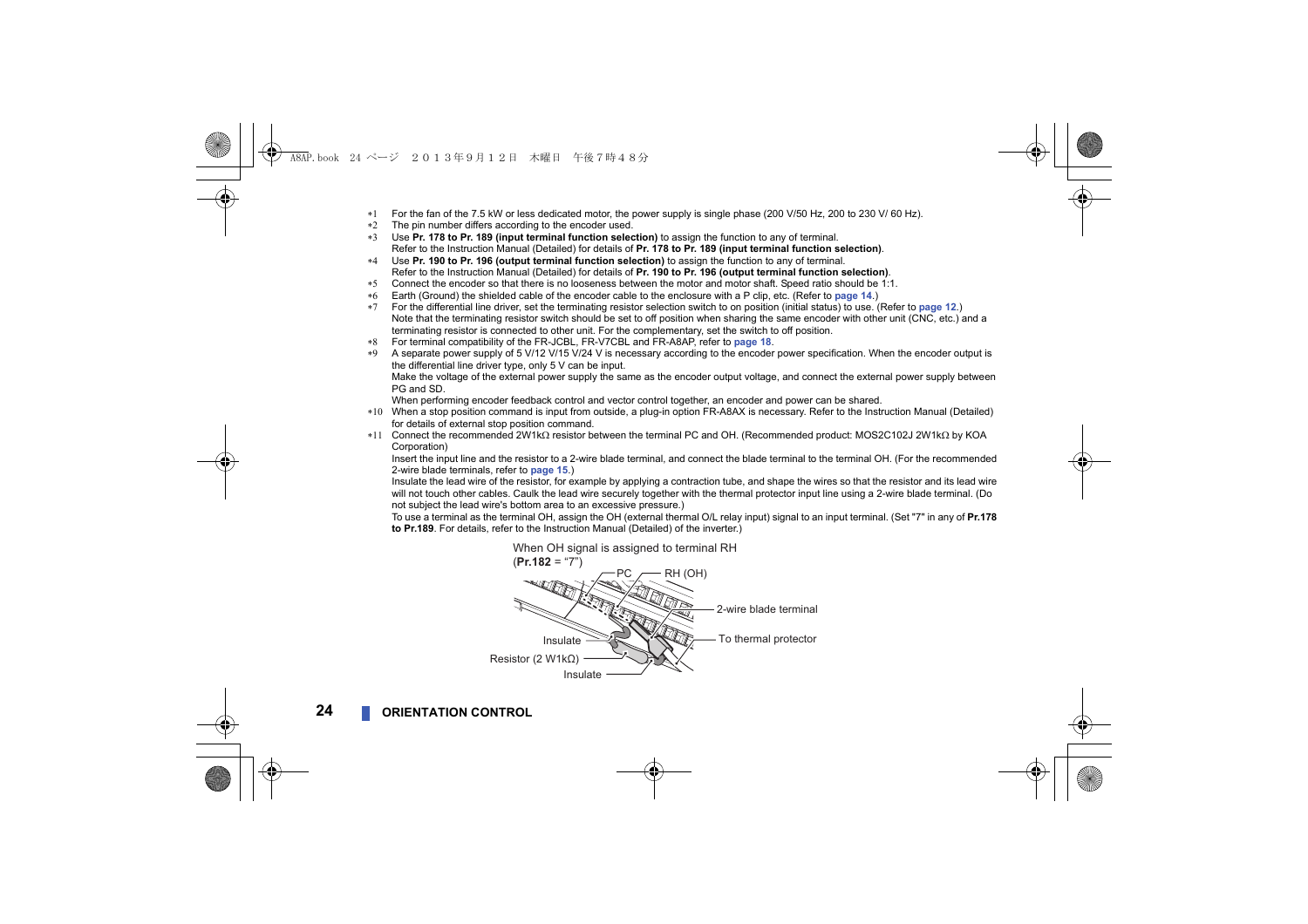*1 For the fan of the 7.5 kW or less dedicated motor, the power supply is single phase (200 V/50 Hz, 200 to 230 V/ 60 Hz).

*2 The pin number differs according to the encoder used.

*3 Use **Pr. 178 to Pr. 189 (input terminal function selection)** to assign the function to any of terminal. Refer to the Instruction Manual (Detailed) for details of **Pr. 178 to Pr. 189 (input terminal function selection)**.

*4 Use **Pr. 190 to Pr. 196 (output terminal function selection)** to assign the function to any of terminal. Refer to the Instruction Manual (Detailed) for details of **Pr. 190 to Pr. 196 (output terminal function selection)**.

*5 Connect the encoder so that there is no looseness between the motor and motor shaft. Speed ratio should be 1:1.

*6 Earth (Ground) the shielded cable of the encoder cable to the enclosure with a P clip, etc. (Refer to **page 14**.)

*7 For the differential line driver, set the terminating resistor selection switch to on position (initial status) to use. (Refer to **page 12**.) Note that the terminating resistor switch should be set to off position when sharing the same encoder with other unit (CNC, etc.) and a terminating resistor is connected to other unit. For the complementary, set the switch to off position.

*8 For terminal compatibility of the FR-JCBL, FR-V7CBL and FR-A8AP, refer to **page 18**.

*9 A separate power supply of 5 V/12 V/15 V/24 V is necessary according to the encoder power specification. When the encoder output is the differential line driver type, only 5 V can be input.
Make the voltage of the external power supply the same as the encoder output voltage, and connect the external power supply between PG and SD.
When performing encoder feedback control and vector control together, an encoder and power can be shared.

*10 When a stop position command is input from outside, a plug-in option FR-A8AX is necessary. Refer to the Instruction Manual (Detailed) for details of external stop position command.

*11 Connect the recommended 2W1kΩ resistor between the terminal PC and OH. (Recommended product: MOS2C102J 2W1kΩ by KOA Corporation)
Insert the input line and the resistor to a 2-wire blade terminal, and connect the blade terminal to the terminal OH. (For the recommended 2-wire blade terminals, refer to **page 15**.)
Insulate the lead wire of the resistor, for example by applying a contraction tube, and shape the wires so that the resistor and its lead wire will not touch other cables. Caulk the lead wire securely together with the thermal protector input line using a 2-wire blade terminal. (Do not subject the lead wire's bottom area to an excessive pressure.)
To use a terminal as the terminal OH, assign the OH (external thermal O/L relay input) signal to an input terminal. (Set "7" in any of **Pr.178 to Pr.189**. For details, refer to the Instruction Manual (Detailed) of the inverter.)

When OH signal is assigned to terminal RH
(**Pr.182** = "7")

PC — RH (OH) — 2-wire blade terminal — To thermal protector — Insulate — Resistor (2 W1kΩ) — Insulate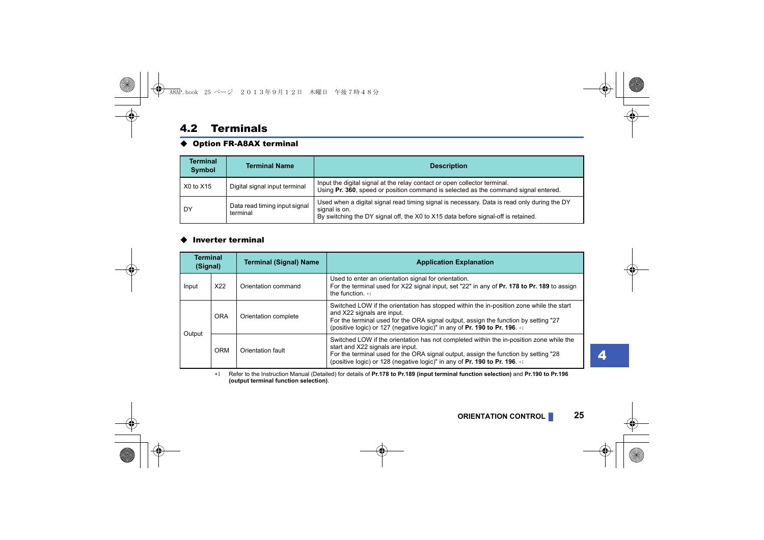## 4.2 Terminals

### ◆ Option FR-A8AX terminal

| Terminal Symbol | Terminal Name | Description |
|---|---|---|
| X0 to X15 | Digital signal input terminal | Input the digital signal at the relay contact or open collector terminal.<br>Using **Pr. 360**, speed or position command is selected as the command signal entered. |
| DY | Data read timing input signal terminal | Used when a digital signal read timing signal is necessary. Data is read only during the DY signal is on.<br>By switching the DY signal off, the X0 to X15 data before signal-off is retained. |

### ◆ Inverter terminal

| Terminal (Signal) | | Terminal (Signal) Name | Application Explanation |
|---|---|---|---|
| Input | X22 | Orientation command | Used to enter an orientation signal for orientation.<br>For the terminal used for X22 signal input, set "22" in any of **Pr. 178 to Pr. 189** to assign the function. *1 |
| Output | ORA | Orientation complete | Switched LOW if the orientation has stopped within the in-position zone while the start and X22 signals are input.<br>For the terminal used for the ORA signal output, assign the function by setting "27 (positive logic) or 127 (negative logic)" in any of **Pr. 190 to Pr. 196**. *1 |
| | ORM | Orientation fault | Switched LOW if the orientation has not completed within the in-position zone while the start and X22 signals are input.<br>For the terminal used for the ORA signal output, assign the function by setting "28 (positive logic) or 128 (negative logic)" in any of **Pr. 190 to Pr. 196**. *1 |

*1 Refer to the Instruction Manual (Detailed) for details of **Pr.178 to Pr.189 (input terminal function selection)** and **Pr.190 to Pr.196 (output terminal function selection)**.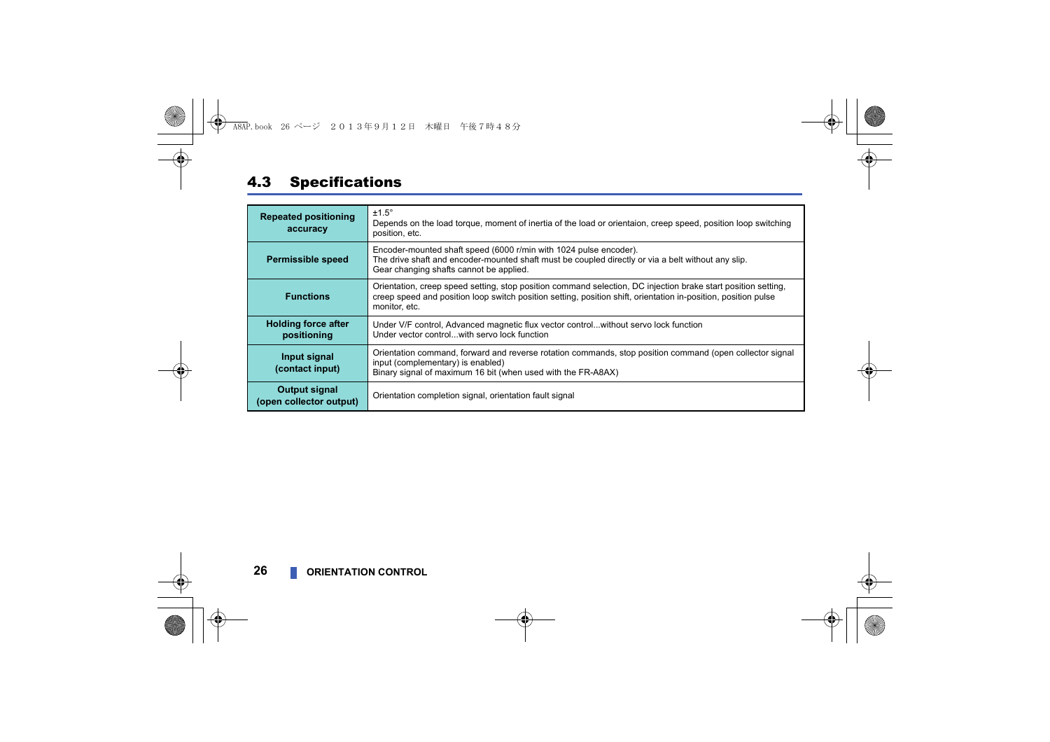## 4.3 Specifications

| | |
|---|---|
| **Repeated positioning accuracy** | ±1.5°<br>Depends on the load torque, moment of inertia of the load or orientaion, creep speed, position loop switching position, etc. |
| **Permissible speed** | Encoder-mounted shaft speed (6000 r/min with 1024 pulse encoder).<br>The drive shaft and encoder-mounted shaft must be coupled directly or via a belt without any slip.<br>Gear changing shafts cannot be applied. |
| **Functions** | Orientation, creep speed setting, stop position command selection, DC injection brake start position setting, creep speed and position loop switch position setting, position shift, orientation in-position, position pulse monitor, etc. |
| **Holding force after positioning** | Under V/F control, Advanced magnetic flux vector control...without servo lock function<br>Under vector control...with servo lock function |
| **Input signal (contact input)** | Orientation command, forward and reverse rotation commands, stop position command (open collector signal input (complementary) is enabled)<br>Binary signal of maximum 16 bit (when used with the FR-A8AX) |
| **Output signal (open collector output)** | Orientation completion signal, orientation fault signal |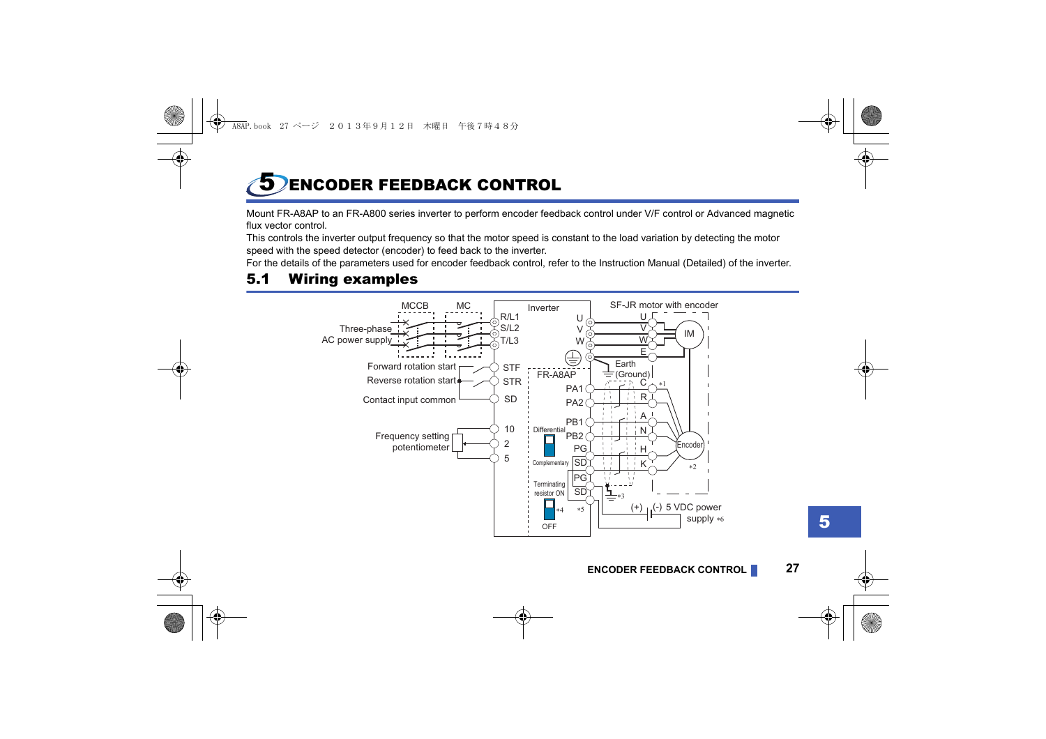# 5 ENCODER FEEDBACK CONTROL

Mount FR-A8AP to an FR-A800 series inverter to perform encoder feedback control under V/F control or Advanced magnetic flux vector control.

This controls the inverter output frequency so that the motor speed is constant to the load variation by detecting the motor speed with the speed detector (encoder) to feed back to the inverter.

For the details of the parameters used for encoder feedback control, refer to the Instruction Manual (Detailed) of the inverter.

## 5.1 Wiring examples

MCCB MC Inverter SF-JR motor with encoder

Three-phase AC power supply R/L1 S/L2 T/L3 U V W U V W E IM

Forward rotation start STF Reverse rotation start STR Contact input common SD

Earth (Ground)

FR-A8AP PA1 PA2 PB1 PB2 PG SD PG SD C *1 R A N H K Encoder *2

Frequency setting potentiometer 10 2 5

Differential Complementary Terminating resistor ON OFF *4 *5 *3

(+) (-) 5 VDC power supply *6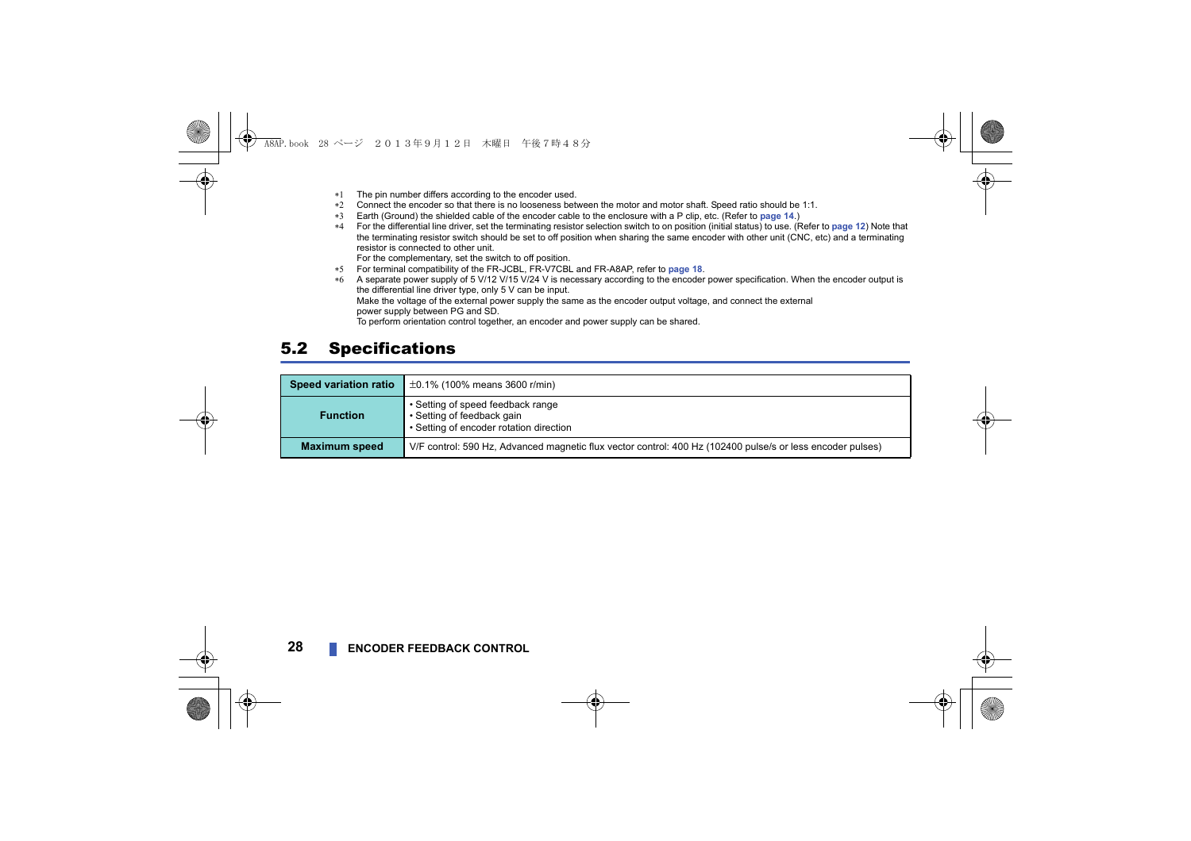*1 The pin number differs according to the encoder used.
*2 Connect the encoder so that there is no looseness between the motor and motor shaft. Speed ratio should be 1:1.
*3 Earth (Ground) the shielded cable of the encoder cable to the enclosure with a P clip, etc. (Refer to **page 14**.)
*4 For the differential line driver, set the terminating resistor selection switch to on position (initial status) to use. (Refer to **page 12**) Note that the terminating resistor switch should be set to off position when sharing the same encoder with other unit (CNC, etc) and a terminating resistor is connected to other unit.
For the complementary, set the switch to off position.
*5 For terminal compatibility of the FR-JCBL, FR-V7CBL and FR-A8AP, refer to **page 18**.
*6 A separate power supply of 5 V/12 V/15 V/24 V is necessary according to the encoder power specification. When the encoder output is the differential line driver type, only 5 V can be input.
Make the voltage of the external power supply the same as the encoder output voltage, and connect the external power supply between PG and SD.
To perform orientation control together, an encoder and power supply can be shared.

## 5.2 Specifications

| Speed variation ratio | ±0.1% (100% means 3600 r/min) |
|---|---|
| Function | • Setting of speed feedback range<br>• Setting of feedback gain<br>• Setting of encoder rotation direction |
| Maximum speed | V/F control: 590 Hz, Advanced magnetic flux vector control: 400 Hz (102400 pulse/s or less encoder pulses) |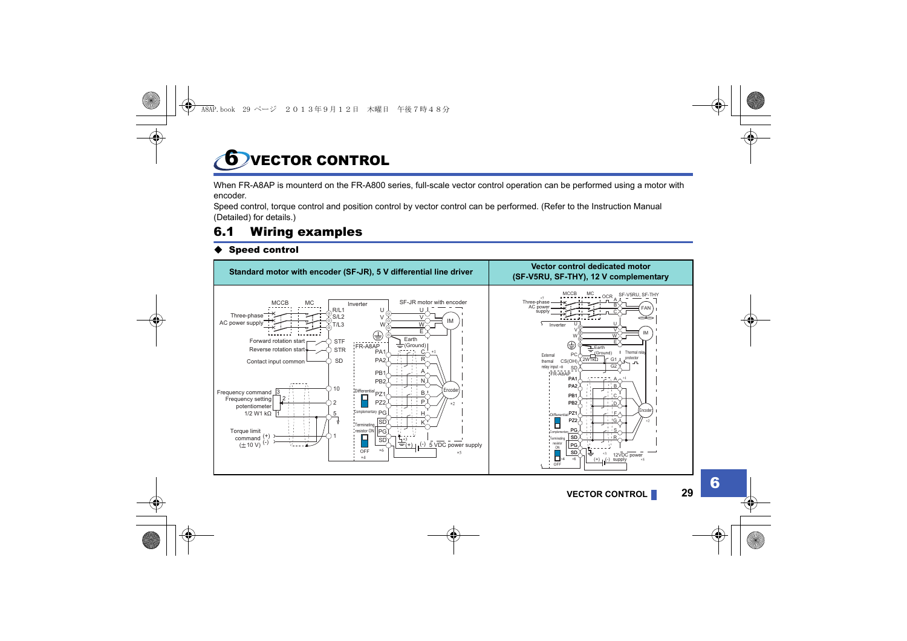# 6 VECTOR CONTROL

When FR-A8AP is mounterd on the FR-A800 series, full-scale vector control operation can be performed using a motor with encoder.

Speed control, torque control and position control by vector control can be performed. (Refer to the Instruction Manual (Detailed) for details.)

## 6.1 Wiring examples

### ◆ Speed control

| Standard motor with encoder (SF-JR), 5 V differential line driver | Vector control dedicated motor (SF-V5RU, SF-THY), 12 V complementary |
|---|---|
| | |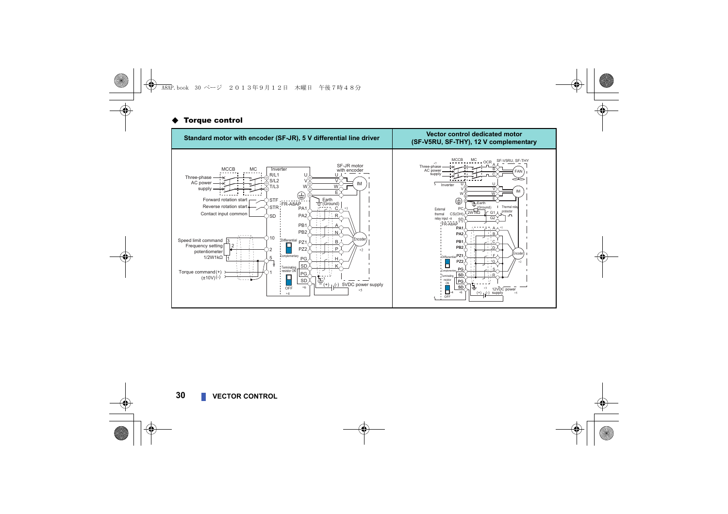## ◆ Torque control

| Standard motor with encoder (SF-JR), 5 V differential line driver | Vector control dedicated motor (SF-V5RU, SF-THY), 12 V complementary |
| --- | --- |
| | |

VECTOR CONTROL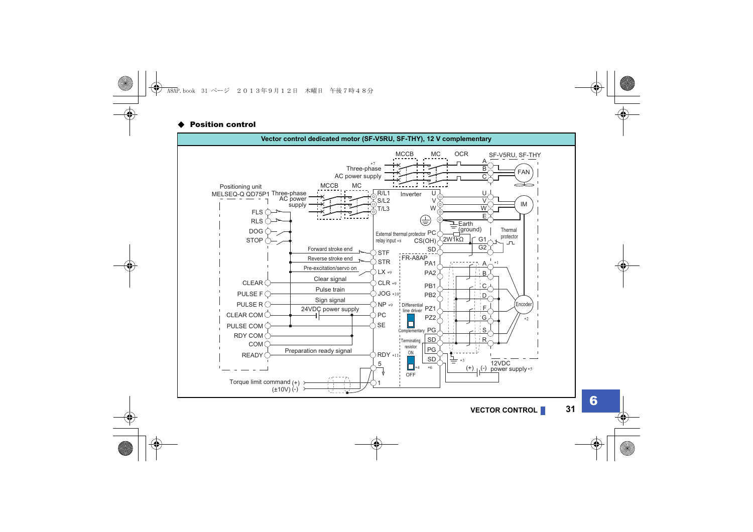◆ **Position control**

**Vector control dedicated motor (SF-V5RU, SF-THY), 12 V complementary**

MCCB MC OCR SF-V5RU, SF-THY

*7 Three-phase AC power supply

A B C FAN

Positioning unit MELSEQ-Q QD75P1

Three-phase AC power supply

MCCB MC

R/L1 S/L2 T/L3 Inverter U V W

U V W E IM

Earth (ground)

FLS RLS DOG STOP

External thermal protector relay input *8 PC CS(OH) SD 2W1kΩ G1 G2 Thermal protector

Forward stroke end STF
Reverse stroke end STR
Pre-excitation/servo on LX *9

FR-A8AP

CLEAR Clear signal CLR *9
PULSE F Pulse train JOG *10
PULSE R Sign signal NP *9
CLEAR COM 24VDC power supply PC
PULSE COM SE
RDY COM
COM
READY Preparation ready signal RDY *11

PA1 PA2 PB1 PB2 PZ1 PZ2 PG SD PG SD

A B C D F G S R *1 Encoder *2

Differential line driver

Complementary

Terminating resistor ON OFF *4 *6

*3

(+) (-) 12VDC power supply *5

5

Torque limit command (+) (±10V) (-) 1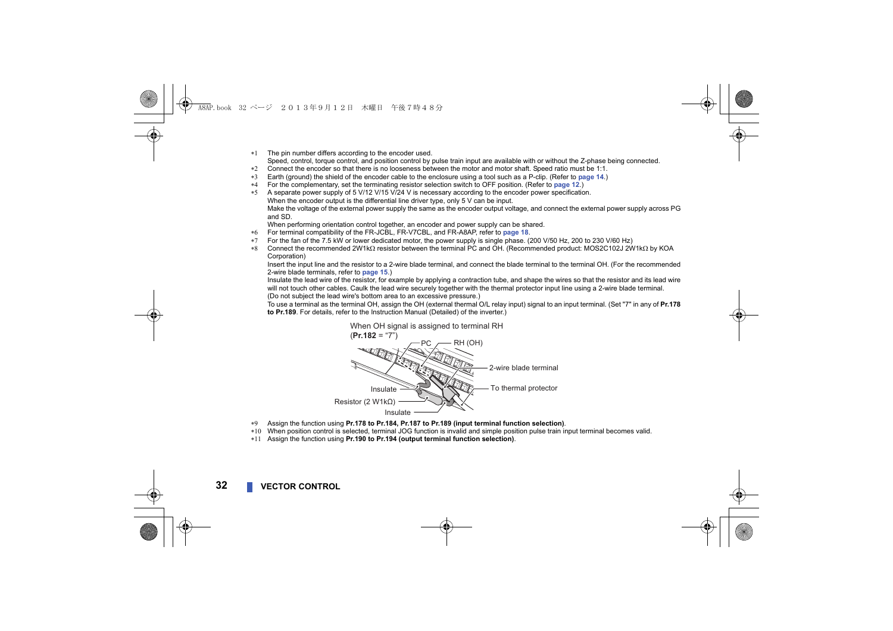*1 The pin number differs according to the encoder used.
Speed, control, torque control, and position control by pulse train input are available with or without the Z-phase being connected.

*2 Connect the encoder so that there is no looseness between the motor and motor shaft. Speed ratio must be 1:1.

*3 Earth (ground) the shield of the encoder cable to the enclosure using a tool such as a P-clip. (Refer to **page 14**.)

*4 For the complementary, set the terminating resistor selection switch to OFF position. (Refer to **page 12**.)

*5 A separate power supply of 5 V/12 V/15 V/24 V is necessary according to the encoder power specification.
When the encoder output is the differential line driver type, only 5 V can be input.
Make the voltage of the external power supply the same as the encoder output voltage, and connect the external power supply across PG and SD.
When performing orientation control together, an encoder and power supply can be shared.

*6 For terminal compatibility of the FR-JCBL, FR-V7CBL, and FR-A8AP, refer to **page 18**.

*7 For the fan of the 7.5 kW or lower dedicated motor, the power supply is single phase. (200 V/50 Hz, 200 to 230 V/60 Hz)

*8 Connect the recommended 2W1kΩ resistor between the terminal PC and OH. (Recommended product: MOS2C102J 2W1kΩ by KOA Corporation)
Insert the input line and the resistor to a 2-wire blade terminal, and connect the blade terminal to the terminal OH. (For the recommended 2-wire blade terminals, refer to **page 15**.)
Insulate the lead wire of the resistor, for example by applying a contraction tube, and shape the wires so that the resistor and its lead wire will not touch other cables. Caulk the lead wire securely together with the thermal protector input line using a 2-wire blade terminal.
(Do not subject the lead wire's bottom area to an excessive pressure.)
To use a terminal as the terminal OH, assign the OH (external thermal O/L relay input) signal to an input terminal. (Set "7" in any of **Pr.178 to Pr.189**. For details, refer to the Instruction Manual (Detailed) of the inverter.)

When OH signal is assigned to terminal RH
(**Pr.182** = "7")

PC, RH (OH), 2-wire blade terminal, To thermal protector, Insulate, Resistor (2 W1kΩ), Insulate

*9 Assign the function using **Pr.178 to Pr.184, Pr.187 to Pr.189 (input terminal function selection)**.

*10 When position control is selected, terminal JOG function is invalid and simple position pulse train input terminal becomes valid.

*11 Assign the function using **Pr.190 to Pr.194 (output terminal function selection)**.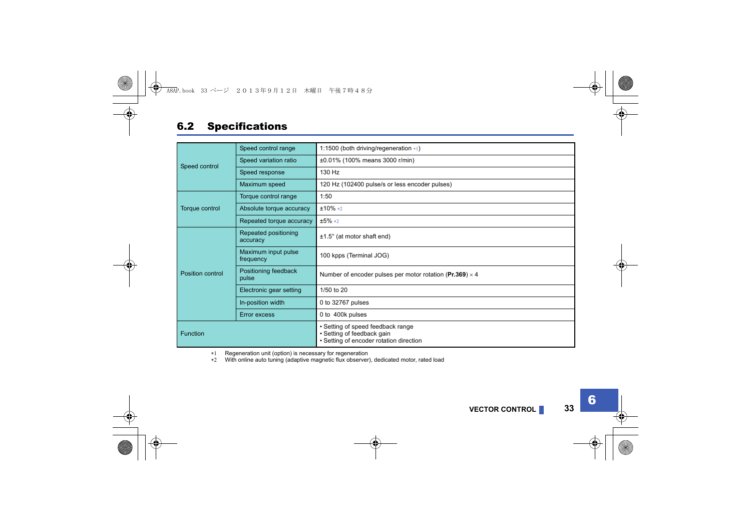## 6.2 Specifications

| | | |
|---|---|---|
| Speed control | Speed control range | 1:1500 (both driving/regeneration *1) |
| | Speed variation ratio | ±0.01% (100% means 3000 r/min) |
| | Speed response | 130 Hz |
| | Maximum speed | 120 Hz (102400 pulse/s or less encoder pulses) |
| Torque control | Torque control range | 1:50 |
| | Absolute torque accuracy | ±10% *2 |
| | Repeated torque accuracy | ±5% *2 |
| Position control | Repeated positioning accuracy | ±1.5° (at motor shaft end) |
| | Maximum input pulse frequency | 100 kpps (Terminal JOG) |
| | Positioning feedback pulse | Number of encoder pulses per motor rotation (**Pr.369**) × 4 |
| | Electronic gear setting | 1/50 to 20 |
| | In-position width | 0 to 32767 pulses |
| | Error excess | 0 to 400k pulses |
| Function | | • Setting of speed feedback range<br>• Setting of feedback gain<br>• Setting of encoder rotation direction |

*1 Regeneration unit (option) is necessary for regeneration

*2 With online auto tuning (adaptive magnetic flux observer), dedicated motor, rated load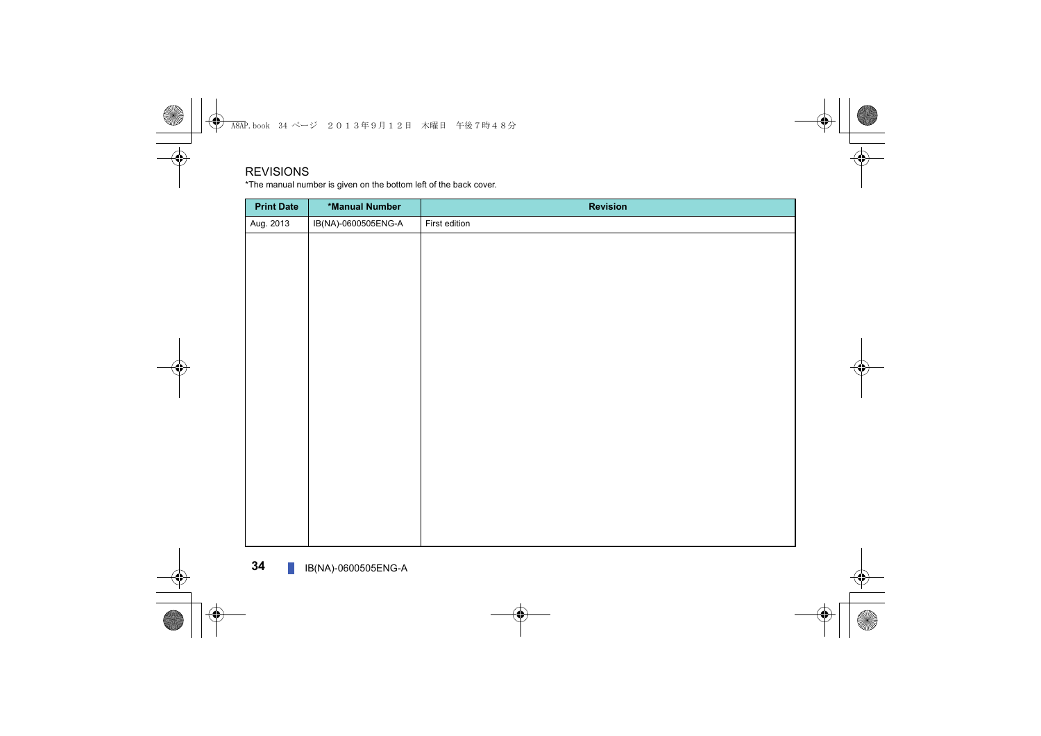# REVISIONS

*The manual number is given on the bottom left of the back cover.

| Print Date | *Manual Number | Revision |
|---|---|---|
| Aug. 2013 | IB(NA)-0600505ENG-A | First edition |
| | | |

IB(NA)-0600505ENG-A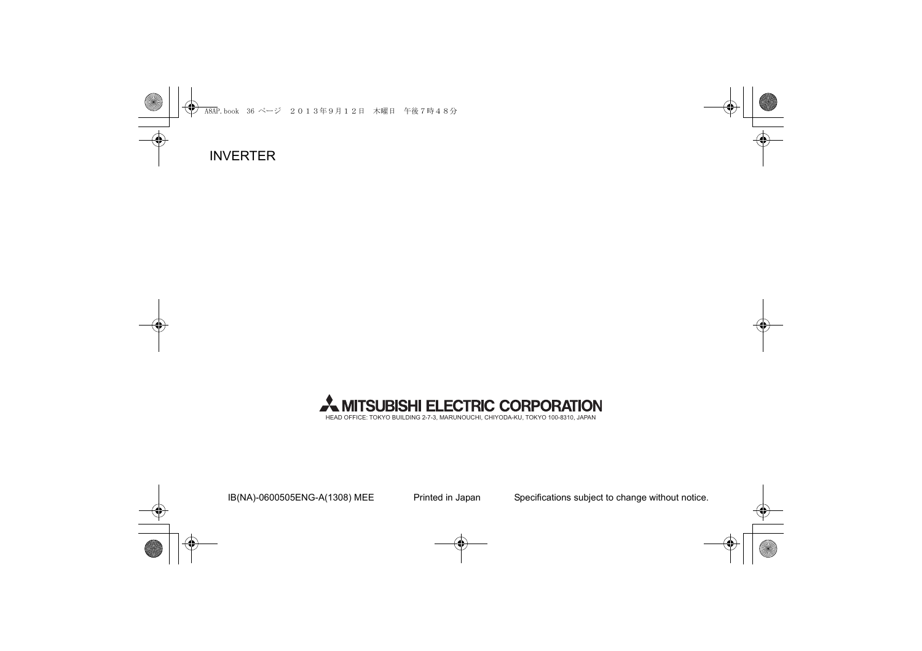INVERTER

**MITSUBISHI ELECTRIC CORPORATION**

HEAD OFFICE: TOKYO BUILDING 2-7-3, MARUNOUCHI, CHIYODA-KU, TOKYO 100-8310, JAPAN

IB(NA)-0600505ENG-A(1308) MEE Printed in Japan Specifications subject to change without notice.